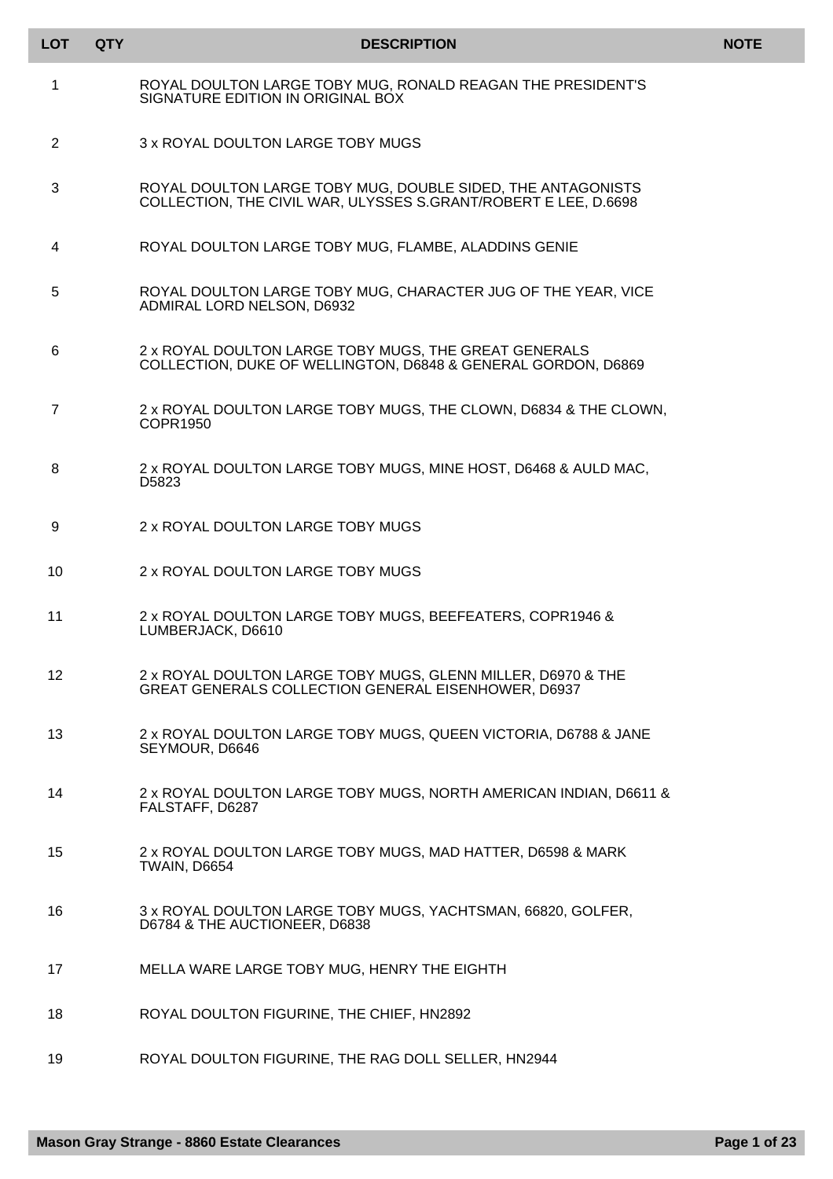| LOT | QTY | DESCRIPTION | NOTE |
|---|---|---|---|
| 1 | | ROYAL DOULTON LARGE TOBY MUG, RONALD REAGAN THE PRESIDENT'S SIGNATURE EDITION IN ORIGINAL BOX | |
| 2 | | 3 x ROYAL DOULTON LARGE TOBY MUGS | |
| 3 | | ROYAL DOULTON LARGE TOBY MUG, DOUBLE SIDED, THE ANTAGONISTS COLLECTION, THE CIVIL WAR, ULYSSES S.GRANT/ROBERT E LEE, D.6698 | |
| 4 | | ROYAL DOULTON LARGE TOBY MUG, FLAMBE, ALADDINS GENIE | |
| 5 | | ROYAL DOULTON LARGE TOBY MUG, CHARACTER JUG OF THE YEAR, VICE ADMIRAL LORD NELSON, D6932 | |
| 6 | | 2 x ROYAL DOULTON LARGE TOBY MUGS, THE GREAT GENERALS COLLECTION, DUKE OF WELLINGTON, D6848 & GENERAL GORDON, D6869 | |
| 7 | | 2 x ROYAL DOULTON LARGE TOBY MUGS, THE CLOWN, D6834 & THE CLOWN, COPR1950 | |
| 8 | | 2 x ROYAL DOULTON LARGE TOBY MUGS, MINE HOST, D6468 & AULD MAC, D5823 | |
| 9 | | 2 x ROYAL DOULTON LARGE TOBY MUGS | |
| 10 | | 2 x ROYAL DOULTON LARGE TOBY MUGS | |
| 11 | | 2 x ROYAL DOULTON LARGE TOBY MUGS, BEEFEATERS, COPR1946 & LUMBERJACK, D6610 | |
| 12 | | 2 x ROYAL DOULTON LARGE TOBY MUGS, GLENN MILLER, D6970 & THE GREAT GENERALS COLLECTION GENERAL EISENHOWER, D6937 | |
| 13 | | 2 x ROYAL DOULTON LARGE TOBY MUGS, QUEEN VICTORIA, D6788 & JANE SEYMOUR, D6646 | |
| 14 | | 2 x ROYAL DOULTON LARGE TOBY MUGS, NORTH AMERICAN INDIAN, D6611 & FALSTAFF, D6287 | |
| 15 | | 2 x ROYAL DOULTON LARGE TOBY MUGS, MAD HATTER, D6598 & MARK TWAIN, D6654 | |
| 16 | | 3 x ROYAL DOULTON LARGE TOBY MUGS, YACHTSMAN, 66820, GOLFER, D6784 & THE AUCTIONEER, D6838 | |
| 17 | | MELLA WARE LARGE TOBY MUG, HENRY THE EIGHTH | |
| 18 | | ROYAL DOULTON FIGURINE, THE CHIEF, HN2892 | |
| 19 | | ROYAL DOULTON FIGURINE, THE RAG DOLL SELLER, HN2944 | |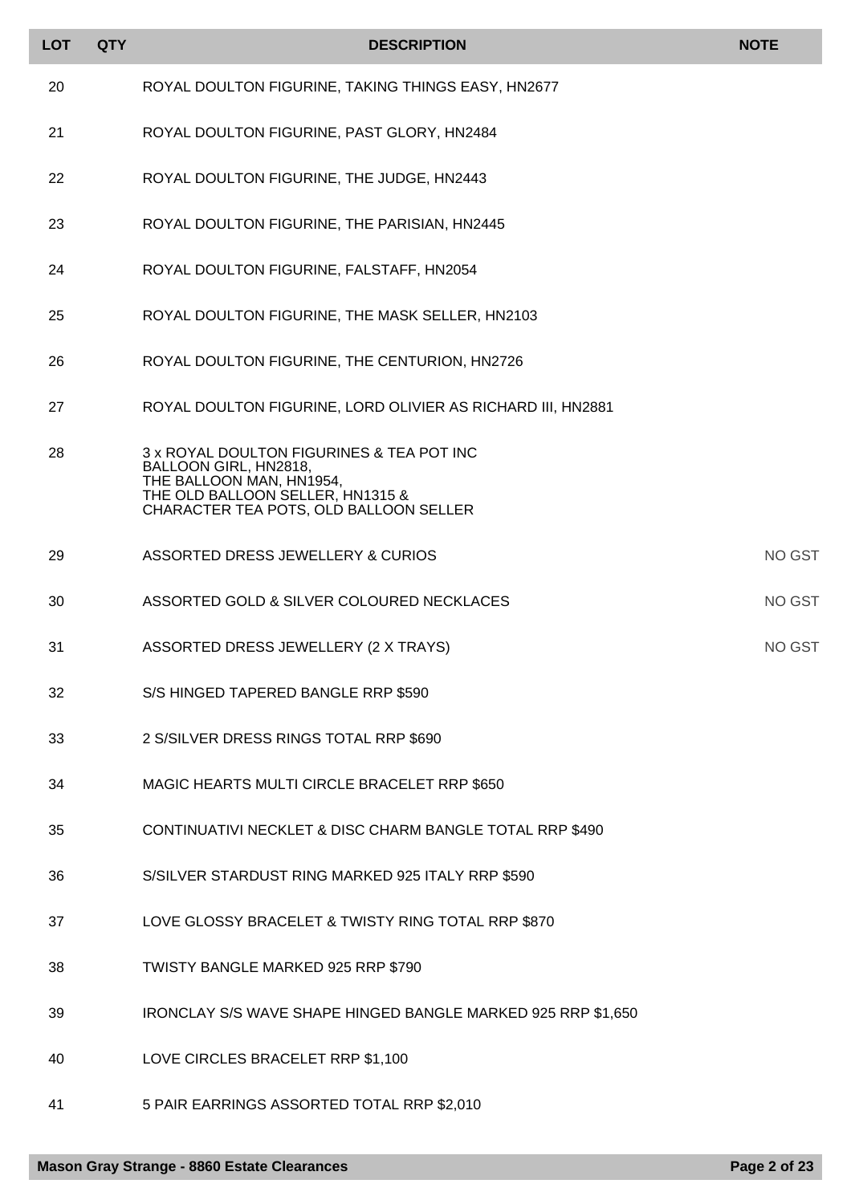| LOT | QTY | DESCRIPTION | NOTE |
| --- | --- | --- | --- |
| 20 | | ROYAL DOULTON FIGURINE, TAKING THINGS EASY, HN2677 | |
| 21 | | ROYAL DOULTON FIGURINE, PAST GLORY, HN2484 | |
| 22 | | ROYAL DOULTON FIGURINE, THE JUDGE, HN2443 | |
| 23 | | ROYAL DOULTON FIGURINE, THE PARISIAN, HN2445 | |
| 24 | | ROYAL DOULTON FIGURINE, FALSTAFF, HN2054 | |
| 25 | | ROYAL DOULTON FIGURINE, THE MASK SELLER, HN2103 | |
| 26 | | ROYAL DOULTON FIGURINE, THE CENTURION, HN2726 | |
| 27 | | ROYAL DOULTON FIGURINE, LORD OLIVIER AS RICHARD III, HN2881 | |
| 28 | | 3 x ROYAL DOULTON FIGURINES & TEA POT INC BALLOON GIRL, HN2818, THE BALLOON MAN, HN1954, THE OLD BALLOON SELLER, HN1315 & CHARACTER TEA POTS, OLD BALLOON SELLER | |
| 29 | | ASSORTED DRESS JEWELLERY & CURIOS | NO GST |
| 30 | | ASSORTED GOLD & SILVER COLOURED NECKLACES | NO GST |
| 31 | | ASSORTED DRESS JEWELLERY (2 X TRAYS) | NO GST |
| 32 | | S/S HINGED TAPERED BANGLE RRP $590 | |
| 33 | | 2 S/SILVER DRESS RINGS TOTAL RRP $690 | |
| 34 | | MAGIC HEARTS MULTI CIRCLE BRACELET RRP $650 | |
| 35 | | CONTINUATIVI NECKLET & DISC CHARM BANGLE TOTAL RRP $490 | |
| 36 | | S/SILVER STARDUST RING MARKED 925 ITALY RRP $590 | |
| 37 | | LOVE GLOSSY BRACELET & TWISTY RING TOTAL RRP $870 | |
| 38 | | TWISTY BANGLE MARKED 925 RRP $790 | |
| 39 | | IRONCLAY S/S WAVE SHAPE HINGED BANGLE MARKED 925 RRP $1,650 | |
| 40 | | LOVE CIRCLES BRACELET RRP $1,100 | |
| 41 | | 5 PAIR EARRINGS ASSORTED TOTAL RRP $2,010 | |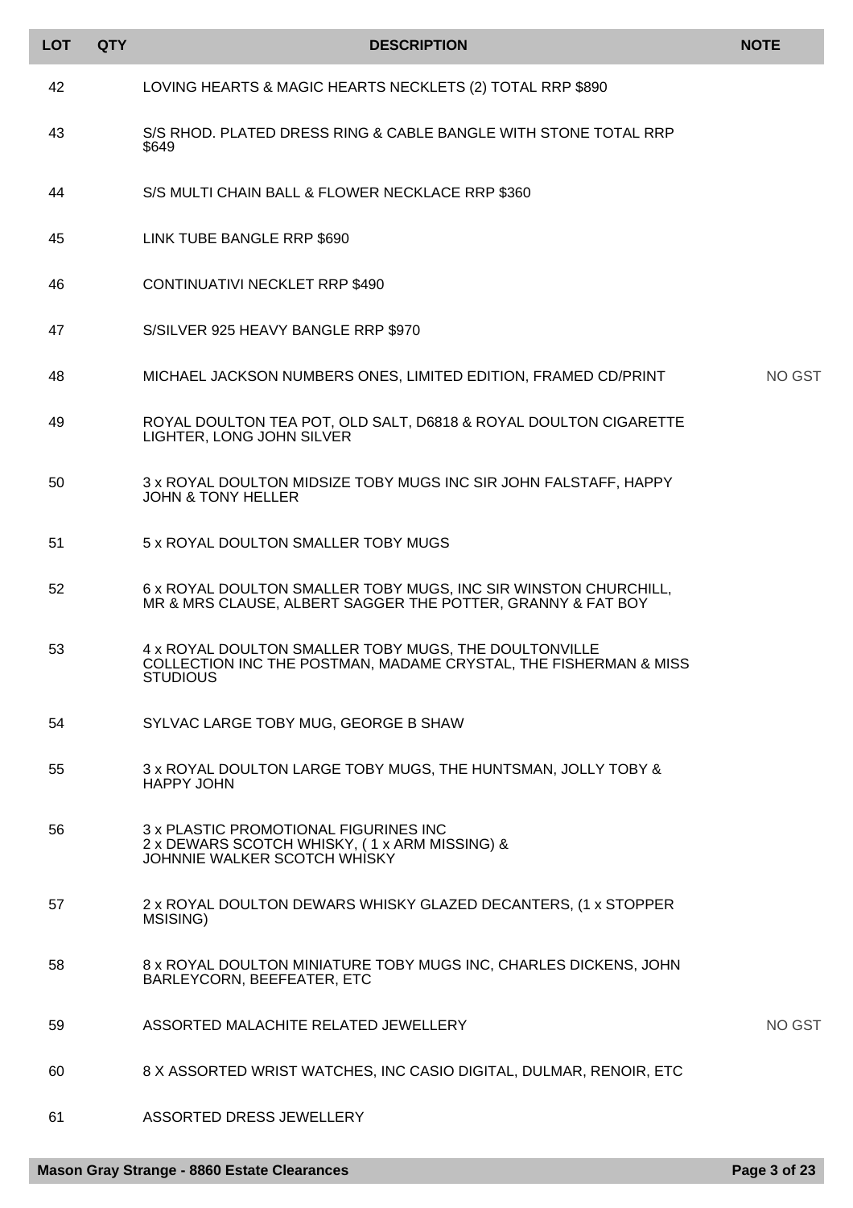| LOT | QTY | DESCRIPTION | NOTE |
|---|---|---|---|
| 42 | | LOVING HEARTS & MAGIC HEARTS NECKLETS (2) TOTAL RRP $890 | |
| 43 | | S/S RHOD. PLATED DRESS RING & CABLE BANGLE WITH STONE TOTAL RRP $649 | |
| 44 | | S/S MULTI CHAIN BALL & FLOWER NECKLACE RRP $360 | |
| 45 | | LINK TUBE BANGLE RRP $690 | |
| 46 | | CONTINUATIVI NECKLET RRP $490 | |
| 47 | | S/SILVER 925 HEAVY BANGLE RRP $970 | |
| 48 | | MICHAEL JACKSON NUMBERS ONES, LIMITED EDITION, FRAMED CD/PRINT | NO GST |
| 49 | | ROYAL DOULTON TEA POT, OLD SALT, D6818 & ROYAL DOULTON CIGARETTE LIGHTER, LONG JOHN SILVER | |
| 50 | | 3 x ROYAL DOULTON MIDSIZE TOBY MUGS INC SIR JOHN FALSTAFF, HAPPY JOHN & TONY HELLER | |
| 51 | | 5 x ROYAL DOULTON SMALLER TOBY MUGS | |
| 52 | | 6 x ROYAL DOULTON SMALLER TOBY MUGS, INC SIR WINSTON CHURCHILL, MR & MRS CLAUSE, ALBERT SAGGER THE POTTER, GRANNY & FAT BOY | |
| 53 | | 4 x ROYAL DOULTON SMALLER TOBY MUGS, THE DOULTONVILLE COLLECTION INC THE POSTMAN, MADAME CRYSTAL, THE FISHERMAN & MISS STUDIOUS | |
| 54 | | SYLVAC LARGE TOBY MUG, GEORGE B SHAW | |
| 55 | | 3 x ROYAL DOULTON LARGE TOBY MUGS, THE HUNTSMAN, JOLLY TOBY & HAPPY JOHN | |
| 56 | | 3 x PLASTIC PROMOTIONAL FIGURINES INC 2 x DEWARS SCOTCH WHISKY, ( 1 x ARM MISSING) & JOHNNIE WALKER SCOTCH WHISKY | |
| 57 | | 2 x ROYAL DOULTON DEWARS WHISKY GLAZED DECANTERS, (1 x STOPPER MSISING) | |
| 58 | | 8 x ROYAL DOULTON MINIATURE TOBY MUGS INC, CHARLES DICKENS, JOHN BARLEYCORN, BEEFEATER, ETC | |
| 59 | | ASSORTED MALACHITE RELATED JEWELLERY | NO GST |
| 60 | | 8 X ASSORTED WRIST WATCHES, INC CASIO DIGITAL, DULMAR, RENOIR, ETC | |
| 61 | | ASSORTED DRESS JEWELLERY | |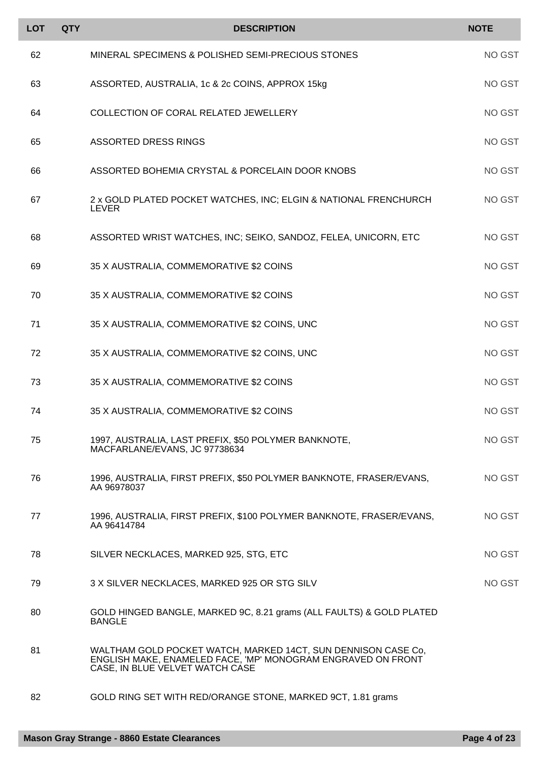| LOT | QTY | DESCRIPTION | NOTE |
|---|---|---|---|
| 62 | | MINERAL SPECIMENS & POLISHED SEMI-PRECIOUS STONES | NO GST |
| 63 | | ASSORTED, AUSTRALIA, 1c & 2c COINS, APPROX 15kg | NO GST |
| 64 | | COLLECTION OF CORAL RELATED JEWELLERY | NO GST |
| 65 | | ASSORTED DRESS RINGS | NO GST |
| 66 | | ASSORTED BOHEMIA CRYSTAL & PORCELAIN DOOR KNOBS | NO GST |
| 67 | | 2 x GOLD PLATED POCKET WATCHES, INC; ELGIN & NATIONAL FRENCHURCH LEVER | NO GST |
| 68 | | ASSORTED WRIST WATCHES, INC; SEIKO, SANDOZ, FELEA, UNICORN, ETC | NO GST |
| 69 | | 35 X AUSTRALIA, COMMEMORATIVE $2 COINS | NO GST |
| 70 | | 35 X AUSTRALIA, COMMEMORATIVE $2 COINS | NO GST |
| 71 | | 35 X AUSTRALIA, COMMEMORATIVE $2 COINS, UNC | NO GST |
| 72 | | 35 X AUSTRALIA, COMMEMORATIVE $2 COINS, UNC | NO GST |
| 73 | | 35 X AUSTRALIA, COMMEMORATIVE $2 COINS | NO GST |
| 74 | | 35 X AUSTRALIA, COMMEMORATIVE $2 COINS | NO GST |
| 75 | | 1997, AUSTRALIA, LAST PREFIX, $50 POLYMER BANKNOTE, MACFARLANE/EVANS, JC 97738634 | NO GST |
| 76 | | 1996, AUSTRALIA, FIRST PREFIX, $50 POLYMER BANKNOTE, FRASER/EVANS, AA 96978037 | NO GST |
| 77 | | 1996, AUSTRALIA, FIRST PREFIX, $100 POLYMER BANKNOTE, FRASER/EVANS, AA 96414784 | NO GST |
| 78 | | SILVER NECKLACES, MARKED 925, STG, ETC | NO GST |
| 79 | | 3 X SILVER NECKLACES, MARKED 925 OR STG SILV | NO GST |
| 80 | | GOLD HINGED BANGLE, MARKED 9C, 8.21 grams (ALL FAULTS) & GOLD PLATED BANGLE | |
| 81 | | WALTHAM GOLD POCKET WATCH, MARKED 14CT, SUN DENNISON CASE Co, ENGLISH MAKE, ENAMELED FACE, 'MP' MONOGRAM ENGRAVED ON FRONT CASE, IN BLUE VELVET WATCH CASE | |
| 82 | | GOLD RING SET WITH RED/ORANGE STONE, MARKED 9CT, 1.81 grams | |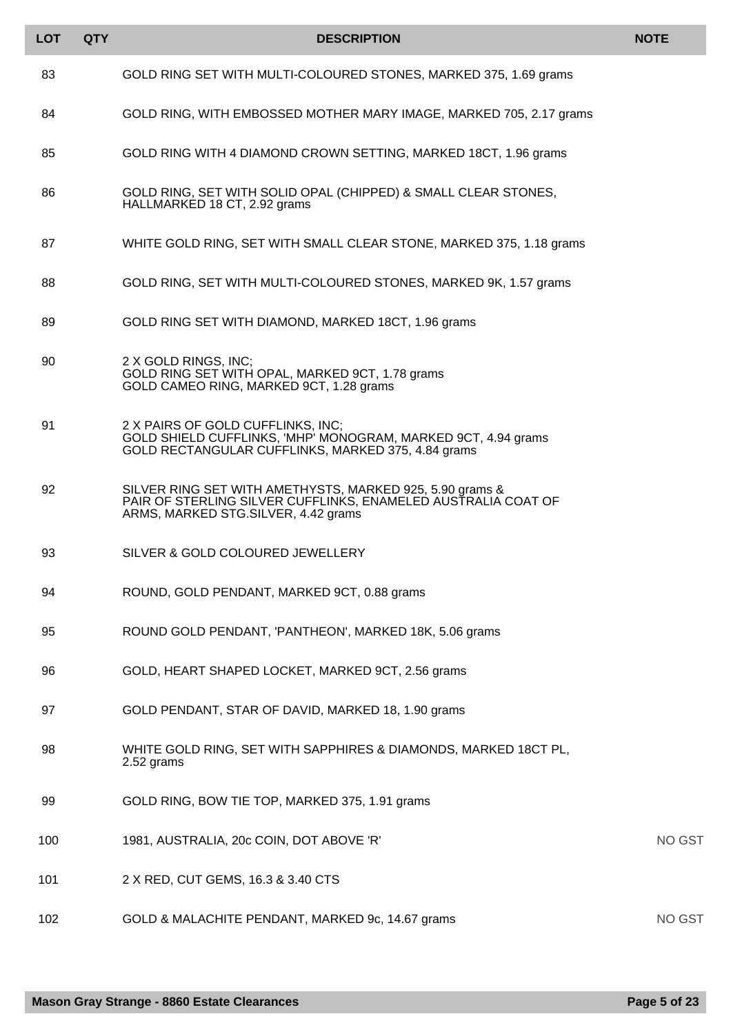| LOT | QTY | DESCRIPTION | NOTE |
|---|---|---|---|
| 83 | | GOLD RING SET WITH MULTI-COLOURED STONES, MARKED 375, 1.69 grams | |
| 84 | | GOLD RING, WITH EMBOSSED MOTHER MARY IMAGE, MARKED 705, 2.17 grams | |
| 85 | | GOLD RING WITH 4 DIAMOND CROWN SETTING, MARKED 18CT, 1.96 grams | |
| 86 | | GOLD RING, SET WITH SOLID OPAL (CHIPPED) & SMALL CLEAR STONES, HALLMARKED 18 CT, 2.92 grams | |
| 87 | | WHITE GOLD RING, SET WITH SMALL CLEAR STONE, MARKED 375, 1.18 grams | |
| 88 | | GOLD RING, SET WITH MULTI-COLOURED STONES, MARKED 9K, 1.57 grams | |
| 89 | | GOLD RING SET WITH DIAMOND, MARKED 18CT, 1.96 grams | |
| 90 | | 2 X GOLD RINGS, INC;<br>GOLD RING SET WITH OPAL, MARKED 9CT, 1.78 grams<br>GOLD CAMEO RING, MARKED 9CT, 1.28 grams | |
| 91 | | 2 X PAIRS OF GOLD CUFFLINKS, INC;<br>GOLD SHIELD CUFFLINKS, 'MHP' MONOGRAM, MARKED 9CT, 4.94 grams<br>GOLD RECTANGULAR CUFFLINKS, MARKED 375, 4.84 grams | |
| 92 | | SILVER RING SET WITH AMETHYSTS, MARKED 925, 5.90 grams & PAIR OF STERLING SILVER CUFFLINKS, ENAMELED AUSTRALIA COAT OF ARMS, MARKED STG.SILVER, 4.42 grams | |
| 93 | | SILVER & GOLD COLOURED JEWELLERY | |
| 94 | | ROUND, GOLD PENDANT, MARKED 9CT, 0.88 grams | |
| 95 | | ROUND GOLD PENDANT, 'PANTHEON', MARKED 18K, 5.06 grams | |
| 96 | | GOLD, HEART SHAPED LOCKET, MARKED 9CT, 2.56 grams | |
| 97 | | GOLD PENDANT, STAR OF DAVID, MARKED 18, 1.90 grams | |
| 98 | | WHITE GOLD RING, SET WITH SAPPHIRES & DIAMONDS, MARKED 18CT PL, 2.52 grams | |
| 99 | | GOLD RING, BOW TIE TOP, MARKED 375, 1.91 grams | |
| 100 | | 1981, AUSTRALIA, 20c COIN, DOT ABOVE 'R' | NO GST |
| 101 | | 2 X RED, CUT GEMS, 16.3 & 3.40 CTS | |
| 102 | | GOLD & MALACHITE PENDANT, MARKED 9c, 14.67 grams | NO GST |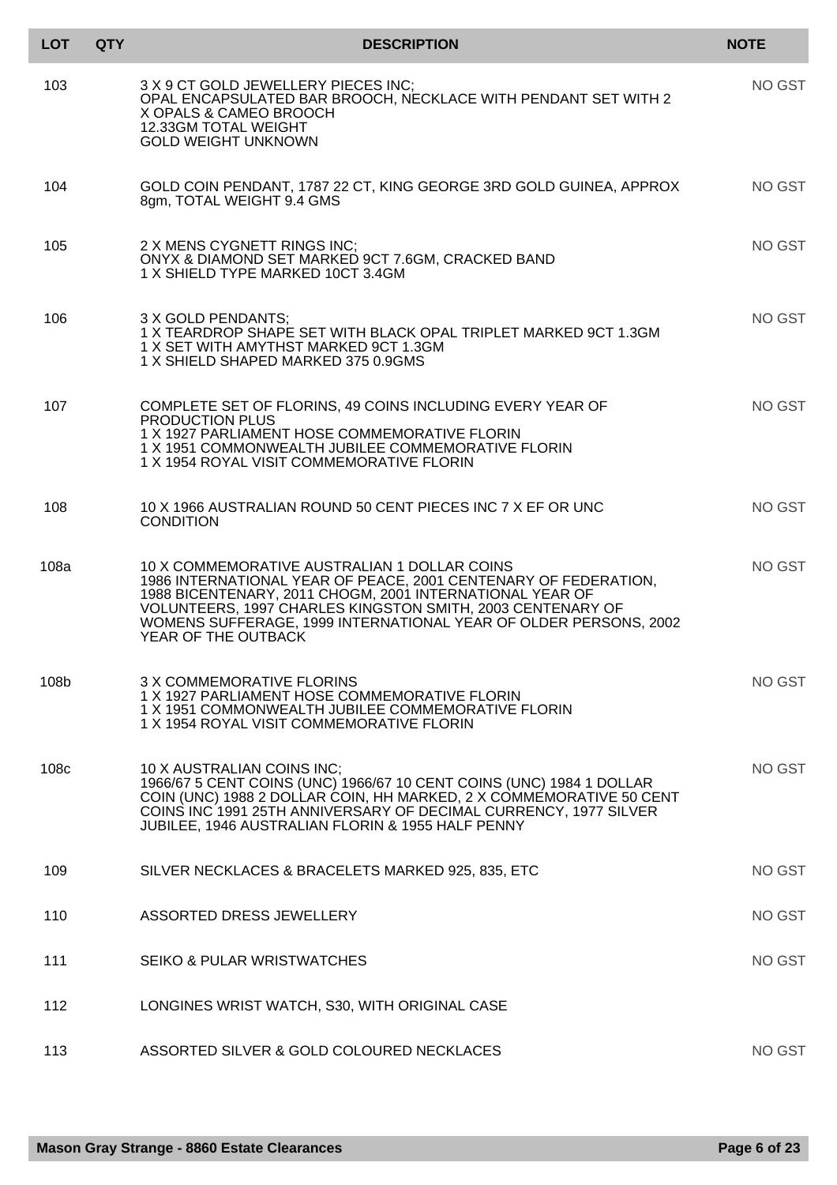| LOT | QTY | DESCRIPTION | NOTE |
|---|---|---|---|
| 103 | | 3 X 9 CT GOLD JEWELLERY PIECES INC;<br>OPAL ENCAPSULATED BAR BROOCH, NECKLACE WITH PENDANT SET WITH 2 X OPALS & CAMEO BROOCH<br>12.33GM TOTAL WEIGHT<br>GOLD WEIGHT UNKNOWN | NO GST |
| 104 | | GOLD COIN PENDANT, 1787 22 CT, KING GEORGE 3RD GOLD GUINEA, APPROX 8gm, TOTAL WEIGHT 9.4 GMS | NO GST |
| 105 | | 2 X MENS CYGNETT RINGS INC;<br>ONYX & DIAMOND SET MARKED 9CT 7.6GM, CRACKED BAND<br>1 X SHIELD TYPE MARKED 10CT 3.4GM | NO GST |
| 106 | | 3 X GOLD PENDANTS;<br>1 X TEARDROP SHAPE SET WITH BLACK OPAL TRIPLET MARKED 9CT 1.3GM<br>1 X SET WITH AMYTHST MARKED 9CT 1.3GM<br>1 X SHIELD SHAPED MARKED 375 0.9GMS | NO GST |
| 107 | | COMPLETE SET OF FLORINS, 49 COINS INCLUDING EVERY YEAR OF PRODUCTION PLUS<br>1 X 1927 PARLIAMENT HOSE COMMEMORATIVE FLORIN<br>1 X 1951 COMMONWEALTH JUBILEE COMMEMORATIVE FLORIN<br>1 X 1954 ROYAL VISIT COMMEMORATIVE FLORIN | NO GST |
| 108 | | 10 X 1966 AUSTRALIAN ROUND 50 CENT PIECES INC 7 X EF OR UNC CONDITION | NO GST |
| 108a | | 10 X COMMEMORATIVE AUSTRALIAN 1 DOLLAR COINS<br>1986 INTERNATIONAL YEAR OF PEACE, 2001 CENTENARY OF FEDERATION, 1988 BICENTENARY, 2011 CHOGM, 2001 INTERNATIONAL YEAR OF VOLUNTEERS, 1997 CHARLES KINGSTON SMITH, 2003 CENTENARY OF WOMENS SUFFERAGE, 1999 INTERNATIONAL YEAR OF OLDER PERSONS, 2002 YEAR OF THE OUTBACK | NO GST |
| 108b | | 3 X COMMEMORATIVE FLORINS<br>1 X 1927 PARLIAMENT HOSE COMMEMORATIVE FLORIN<br>1 X 1951 COMMONWEALTH JUBILEE COMMEMORATIVE FLORIN<br>1 X 1954 ROYAL VISIT COMMEMORATIVE FLORIN | NO GST |
| 108c | | 10 X AUSTRALIAN COINS INC;<br>1966/67 5 CENT COINS (UNC) 1966/67 10 CENT COINS (UNC) 1984 1 DOLLAR COIN (UNC) 1988 2 DOLLAR COIN, HH MARKED, 2 X COMMEMORATIVE 50 CENT COINS INC 1991 25TH ANNIVERSARY OF DECIMAL CURRENCY, 1977 SILVER JUBILEE, 1946 AUSTRALIAN FLORIN & 1955 HALF PENNY | NO GST |
| 109 | | SILVER NECKLACES & BRACELETS MARKED 925, 835, ETC | NO GST |
| 110 | | ASSORTED DRESS JEWELLERY | NO GST |
| 111 | | SEIKO & PULAR WRISTWATCHES | NO GST |
| 112 | | LONGINES WRIST WATCH, S30, WITH ORIGINAL CASE | |
| 113 | | ASSORTED SILVER & GOLD COLOURED NECKLACES | NO GST |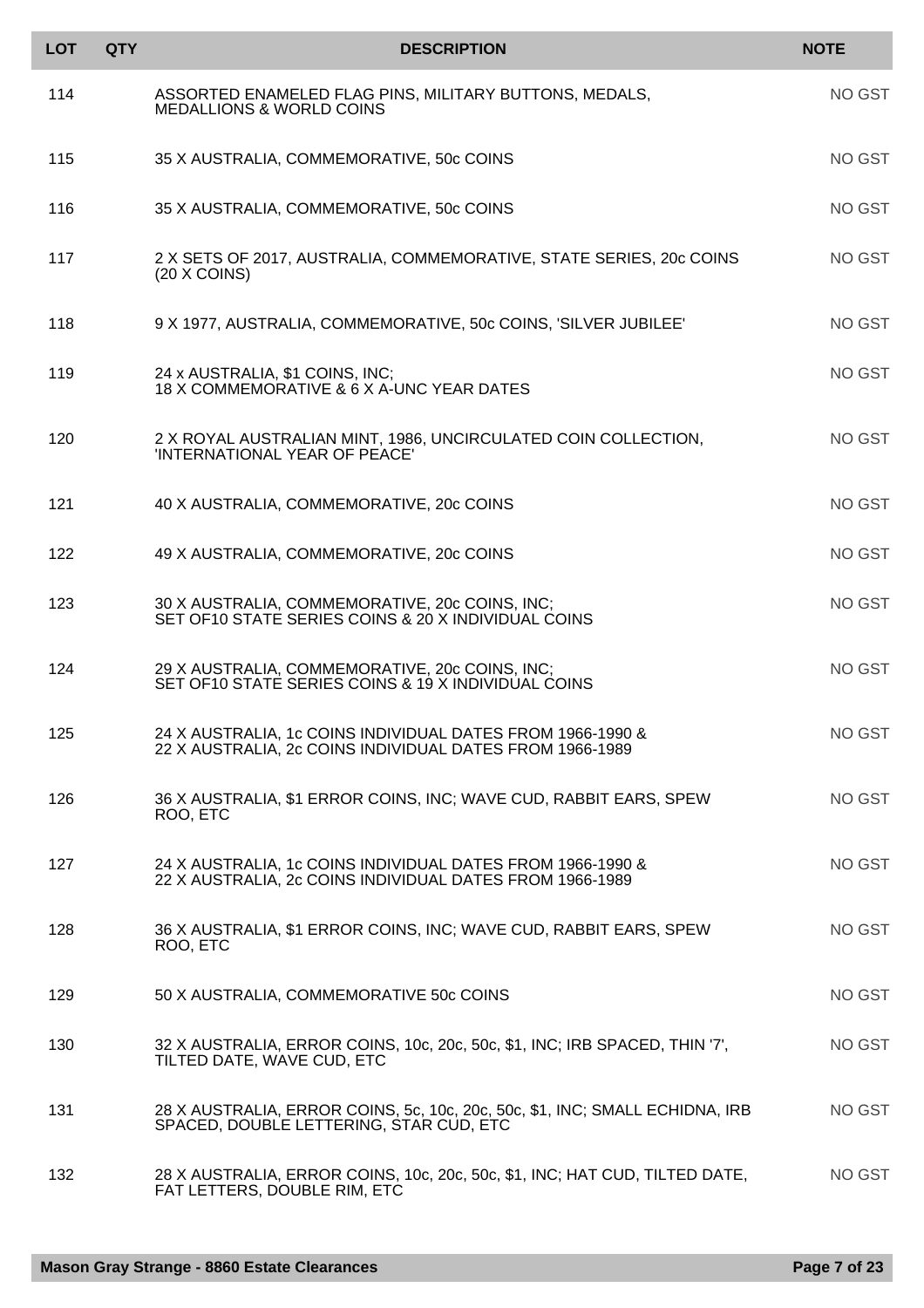| LOT | QTY | DESCRIPTION | NOTE |
|---|---|---|---|
| 114 | | ASSORTED ENAMELED FLAG PINS, MILITARY BUTTONS, MEDALS, MEDALLIONS & WORLD COINS | NO GST |
| 115 | | 35 X AUSTRALIA, COMMEMORATIVE, 50c COINS | NO GST |
| 116 | | 35 X AUSTRALIA, COMMEMORATIVE, 50c COINS | NO GST |
| 117 | | 2 X SETS OF 2017, AUSTRALIA, COMMEMORATIVE, STATE SERIES, 20c COINS (20 X COINS) | NO GST |
| 118 | | 9 X 1977, AUSTRALIA, COMMEMORATIVE, 50c COINS, 'SILVER JUBILEE' | NO GST |
| 119 | | 24 x AUSTRALIA, $1 COINS, INC; 18 X COMMEMORATIVE & 6 X A-UNC YEAR DATES | NO GST |
| 120 | | 2 X ROYAL AUSTRALIAN MINT, 1986, UNCIRCULATED COIN COLLECTION, 'INTERNATIONAL YEAR OF PEACE' | NO GST |
| 121 | | 40 X AUSTRALIA, COMMEMORATIVE, 20c COINS | NO GST |
| 122 | | 49 X AUSTRALIA, COMMEMORATIVE, 20c COINS | NO GST |
| 123 | | 30 X AUSTRALIA, COMMEMORATIVE, 20c COINS, INC; SET OF10 STATE SERIES COINS & 20 X INDIVIDUAL COINS | NO GST |
| 124 | | 29 X AUSTRALIA, COMMEMORATIVE, 20c COINS, INC; SET OF10 STATE SERIES COINS & 19 X INDIVIDUAL COINS | NO GST |
| 125 | | 24 X AUSTRALIA, 1c COINS INDIVIDUAL DATES FROM 1966-1990 & 22 X AUSTRALIA, 2c COINS INDIVIDUAL DATES FROM 1966-1989 | NO GST |
| 126 | | 36 X AUSTRALIA, $1 ERROR COINS, INC; WAVE CUD, RABBIT EARS, SPEW ROO, ETC | NO GST |
| 127 | | 24 X AUSTRALIA, 1c COINS INDIVIDUAL DATES FROM 1966-1990 & 22 X AUSTRALIA, 2c COINS INDIVIDUAL DATES FROM 1966-1989 | NO GST |
| 128 | | 36 X AUSTRALIA, $1 ERROR COINS, INC; WAVE CUD, RABBIT EARS, SPEW ROO, ETC | NO GST |
| 129 | | 50 X AUSTRALIA, COMMEMORATIVE 50c COINS | NO GST |
| 130 | | 32 X AUSTRALIA, ERROR COINS, 10c, 20c, 50c, $1, INC; IRB SPACED, THIN '7', TILTED DATE, WAVE CUD, ETC | NO GST |
| 131 | | 28 X AUSTRALIA, ERROR COINS, 5c, 10c, 20c, 50c, $1, INC; SMALL ECHIDNA, IRB SPACED, DOUBLE LETTERING, STAR CUD, ETC | NO GST |
| 132 | | 28 X AUSTRALIA, ERROR COINS, 10c, 20c, 50c, $1, INC; HAT CUD, TILTED DATE, FAT LETTERS, DOUBLE RIM, ETC | NO GST |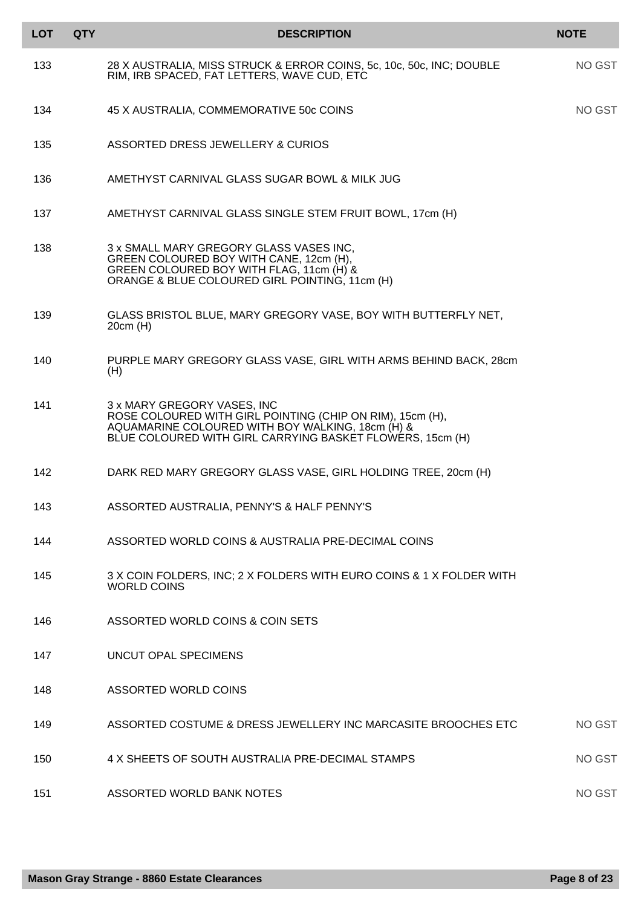| LOT | QTY | DESCRIPTION | NOTE |
|---|---|---|---|
| 133 | | 28 X AUSTRALIA, MISS STRUCK & ERROR COINS, 5c, 10c, 50c, INC; DOUBLE RIM, IRB SPACED, FAT LETTERS, WAVE CUD, ETC | NO GST |
| 134 | | 45 X AUSTRALIA, COMMEMORATIVE 50c COINS | NO GST |
| 135 | | ASSORTED DRESS JEWELLERY & CURIOS | |
| 136 | | AMETHYST CARNIVAL GLASS SUGAR BOWL & MILK JUG | |
| 137 | | AMETHYST CARNIVAL GLASS SINGLE STEM FRUIT BOWL, 17cm (H) | |
| 138 | | 3 x SMALL MARY GREGORY GLASS VASES INC, GREEN COLOURED BOY WITH CANE, 12cm (H), GREEN COLOURED BOY WITH FLAG, 11cm (H) & ORANGE & BLUE COLOURED GIRL POINTING, 11cm (H) | |
| 139 | | GLASS BRISTOL BLUE, MARY GREGORY VASE, BOY WITH BUTTERFLY NET, 20cm (H) | |
| 140 | | PURPLE MARY GREGORY GLASS VASE, GIRL WITH ARMS BEHIND BACK, 28cm (H) | |
| 141 | | 3 x MARY GREGORY VASES, INC ROSE COLOURED WITH GIRL POINTING (CHIP ON RIM), 15cm (H), AQUAMARINE COLOURED WITH BOY WALKING, 18cm (H) & BLUE COLOURED WITH GIRL CARRYING BASKET FLOWERS, 15cm (H) | |
| 142 | | DARK RED MARY GREGORY GLASS VASE, GIRL HOLDING TREE, 20cm (H) | |
| 143 | | ASSORTED AUSTRALIA, PENNY'S & HALF PENNY'S | |
| 144 | | ASSORTED WORLD COINS & AUSTRALIA PRE-DECIMAL COINS | |
| 145 | | 3 X COIN FOLDERS, INC; 2 X FOLDERS WITH EURO COINS & 1 X FOLDER WITH WORLD COINS | |
| 146 | | ASSORTED WORLD COINS & COIN SETS | |
| 147 | | UNCUT OPAL SPECIMENS | |
| 148 | | ASSORTED WORLD COINS | |
| 149 | | ASSORTED COSTUME & DRESS JEWELLERY INC MARCASITE BROOCHES ETC | NO GST |
| 150 | | 4 X SHEETS OF SOUTH AUSTRALIA PRE-DECIMAL STAMPS | NO GST |
| 151 | | ASSORTED WORLD BANK NOTES | NO GST |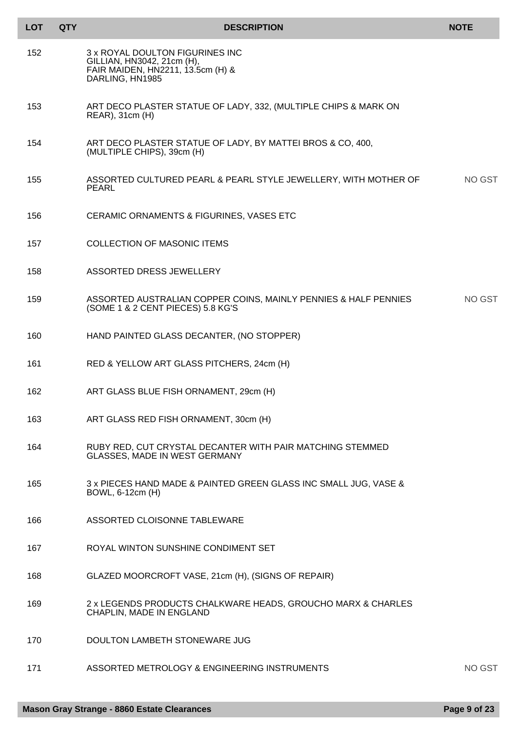| LOT | QTY | DESCRIPTION | NOTE |
|---|---|---|---|
| 152 | | 3 x ROYAL DOULTON FIGURINES INC GILLIAN, HN3042, 21cm (H), FAIR MAIDEN, HN2211, 13.5cm (H) & DARLING, HN1985 | |
| 153 | | ART DECO PLASTER STATUE OF LADY, 332, (MULTIPLE CHIPS & MARK ON REAR), 31cm (H) | |
| 154 | | ART DECO PLASTER STATUE OF LADY, BY MATTEI BROS & CO, 400, (MULTIPLE CHIPS), 39cm (H) | |
| 155 | | ASSORTED CULTURED PEARL & PEARL STYLE JEWELLERY, WITH MOTHER OF PEARL | NO GST |
| 156 | | CERAMIC ORNAMENTS & FIGURINES, VASES ETC | |
| 157 | | COLLECTION OF MASONIC ITEMS | |
| 158 | | ASSORTED DRESS JEWELLERY | |
| 159 | | ASSORTED AUSTRALIAN COPPER COINS, MAINLY PENNIES & HALF PENNIES (SOME 1 & 2 CENT PIECES) 5.8 KG'S | NO GST |
| 160 | | HAND PAINTED GLASS DECANTER, (NO STOPPER) | |
| 161 | | RED & YELLOW ART GLASS PITCHERS, 24cm (H) | |
| 162 | | ART GLASS BLUE FISH ORNAMENT, 29cm (H) | |
| 163 | | ART GLASS RED FISH ORNAMENT, 30cm (H) | |
| 164 | | RUBY RED, CUT CRYSTAL DECANTER WITH PAIR MATCHING STEMMED GLASSES, MADE IN WEST GERMANY | |
| 165 | | 3 x PIECES HAND MADE & PAINTED GREEN GLASS INC SMALL JUG, VASE & BOWL, 6-12cm (H) | |
| 166 | | ASSORTED CLOISONNE TABLEWARE | |
| 167 | | ROYAL WINTON SUNSHINE CONDIMENT SET | |
| 168 | | GLAZED MOORCROFT VASE, 21cm (H), (SIGNS OF REPAIR) | |
| 169 | | 2 x LEGENDS PRODUCTS CHALKWARE HEADS, GROUCHO MARX & CHARLES CHAPLIN, MADE IN ENGLAND | |
| 170 | | DOULTON LAMBETH STONEWARE JUG | |
| 171 | | ASSORTED METROLOGY & ENGINEERING INSTRUMENTS | NO GST |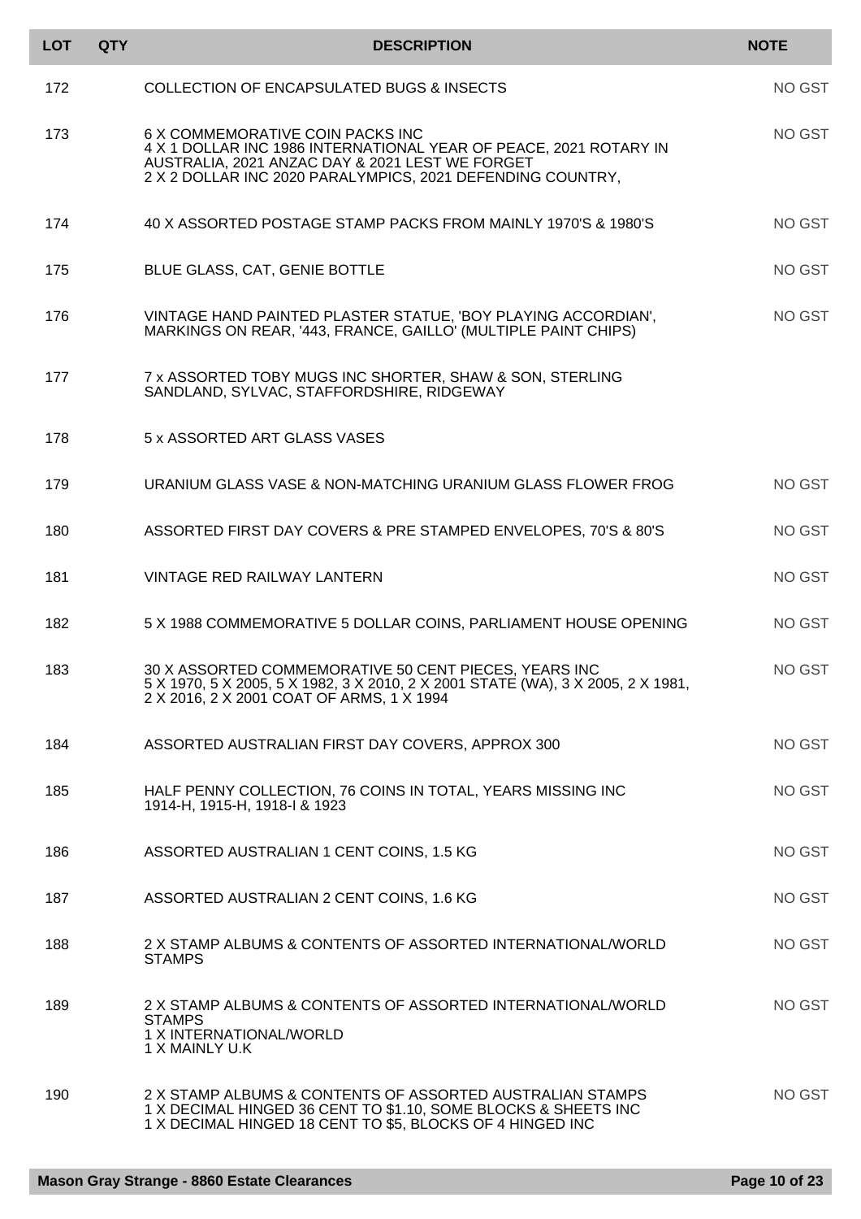| LOT | QTY | DESCRIPTION | NOTE |
| --- | --- | --- | --- |
| 172 | | COLLECTION OF ENCAPSULATED BUGS & INSECTS | NO GST |
| 173 | | 6 X COMMEMORATIVE COIN PACKS INC<br>4 X 1 DOLLAR INC 1986 INTERNATIONAL YEAR OF PEACE, 2021 ROTARY IN AUSTRALIA, 2021 ANZAC DAY & 2021 LEST WE FORGET<br>2 X 2 DOLLAR INC 2020 PARALYMPICS, 2021 DEFENDING COUNTRY, | NO GST |
| 174 | | 40 X ASSORTED POSTAGE STAMP PACKS FROM MAINLY 1970'S & 1980'S | NO GST |
| 175 | | BLUE GLASS, CAT, GENIE BOTTLE | NO GST |
| 176 | | VINTAGE HAND PAINTED PLASTER STATUE, 'BOY PLAYING ACCORDIAN', MARKINGS ON REAR, '443, FRANCE, GAILLO' (MULTIPLE PAINT CHIPS) | NO GST |
| 177 | | 7 x ASSORTED TOBY MUGS INC SHORTER, SHAW & SON, STERLING SANDLAND, SYLVAC, STAFFORDSHIRE, RIDGEWAY | |
| 178 | | 5 x ASSORTED ART GLASS VASES | |
| 179 | | URANIUM GLASS VASE & NON-MATCHING URANIUM GLASS FLOWER FROG | NO GST |
| 180 | | ASSORTED FIRST DAY COVERS & PRE STAMPED ENVELOPES, 70'S & 80'S | NO GST |
| 181 | | VINTAGE RED RAILWAY LANTERN | NO GST |
| 182 | | 5 X 1988 COMMEMORATIVE 5 DOLLAR COINS, PARLIAMENT HOUSE OPENING | NO GST |
| 183 | | 30 X ASSORTED COMMEMORATIVE 50 CENT PIECES, YEARS INC<br>5 X 1970, 5 X 2005, 5 X 1982, 3 X 2010, 2 X 2001 STATE (WA), 3 X 2005, 2 X 1981, 2 X 2016, 2 X 2001 COAT OF ARMS, 1 X 1994 | NO GST |
| 184 | | ASSORTED AUSTRALIAN FIRST DAY COVERS, APPROX 300 | NO GST |
| 185 | | HALF PENNY COLLECTION, 76 COINS IN TOTAL, YEARS MISSING INC 1914-H, 1915-H, 1918-I & 1923 | NO GST |
| 186 | | ASSORTED AUSTRALIAN 1 CENT COINS, 1.5 KG | NO GST |
| 187 | | ASSORTED AUSTRALIAN 2 CENT COINS, 1.6 KG | NO GST |
| 188 | | 2 X STAMP ALBUMS & CONTENTS OF ASSORTED INTERNATIONAL/WORLD STAMPS | NO GST |
| 189 | | 2 X STAMP ALBUMS & CONTENTS OF ASSORTED INTERNATIONAL/WORLD STAMPS<br>1 X INTERNATIONAL/WORLD<br>1 X MAINLY U.K | NO GST |
| 190 | | 2 X STAMP ALBUMS & CONTENTS OF ASSORTED AUSTRALIAN STAMPS<br>1 X DECIMAL HINGED 36 CENT TO $1.10, SOME BLOCKS & SHEETS INC<br>1 X DECIMAL HINGED 18 CENT TO $5, BLOCKS OF 4 HINGED INC | NO GST |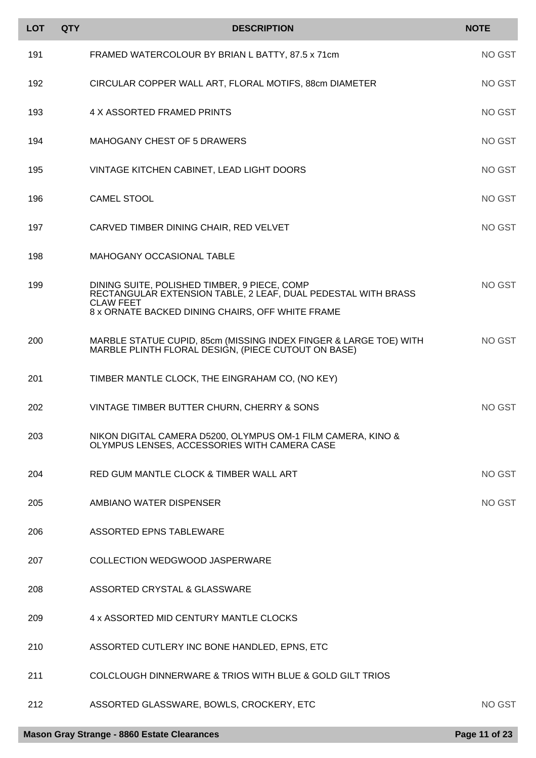| LOT | QTY | DESCRIPTION | NOTE |
|---|---|---|---|
| 191 | | FRAMED WATERCOLOUR BY BRIAN L BATTY, 87.5 x 71cm | NO GST |
| 192 | | CIRCULAR COPPER WALL ART, FLORAL MOTIFS, 88cm DIAMETER | NO GST |
| 193 | | 4 X ASSORTED FRAMED PRINTS | NO GST |
| 194 | | MAHOGANY CHEST OF 5 DRAWERS | NO GST |
| 195 | | VINTAGE KITCHEN CABINET, LEAD LIGHT DOORS | NO GST |
| 196 | | CAMEL STOOL | NO GST |
| 197 | | CARVED TIMBER DINING CHAIR, RED VELVET | NO GST |
| 198 | | MAHOGANY OCCASIONAL TABLE | |
| 199 | | DINING SUITE, POLISHED TIMBER, 9 PIECE, COMP RECTANGULAR EXTENSION TABLE, 2 LEAF, DUAL PEDESTAL WITH BRASS CLAW FEET 8 x ORNATE BACKED DINING CHAIRS, OFF WHITE FRAME | NO GST |
| 200 | | MARBLE STATUE CUPID, 85cm (MISSING INDEX FINGER & LARGE TOE) WITH MARBLE PLINTH FLORAL DESIGN, (PIECE CUTOUT ON BASE) | NO GST |
| 201 | | TIMBER MANTLE CLOCK, THE EINGRAHAM CO, (NO KEY) | |
| 202 | | VINTAGE TIMBER BUTTER CHURN, CHERRY & SONS | NO GST |
| 203 | | NIKON DIGITAL CAMERA D5200, OLYMPUS OM-1 FILM CAMERA, KINO & OLYMPUS LENSES, ACCESSORIES WITH CAMERA CASE | |
| 204 | | RED GUM MANTLE CLOCK & TIMBER WALL ART | NO GST |
| 205 | | AMBIANO WATER DISPENSER | NO GST |
| 206 | | ASSORTED EPNS TABLEWARE | |
| 207 | | COLLECTION WEDGWOOD JASPERWARE | |
| 208 | | ASSORTED CRYSTAL & GLASSWARE | |
| 209 | | 4 x ASSORTED MID CENTURY MANTLE CLOCKS | |
| 210 | | ASSORTED CUTLERY INC BONE HANDLED, EPNS, ETC | |
| 211 | | COLCLOUGH DINNERWARE & TRIOS WITH BLUE & GOLD GILT TRIOS | |
| 212 | | ASSORTED GLASSWARE, BOWLS, CROCKERY, ETC | NO GST |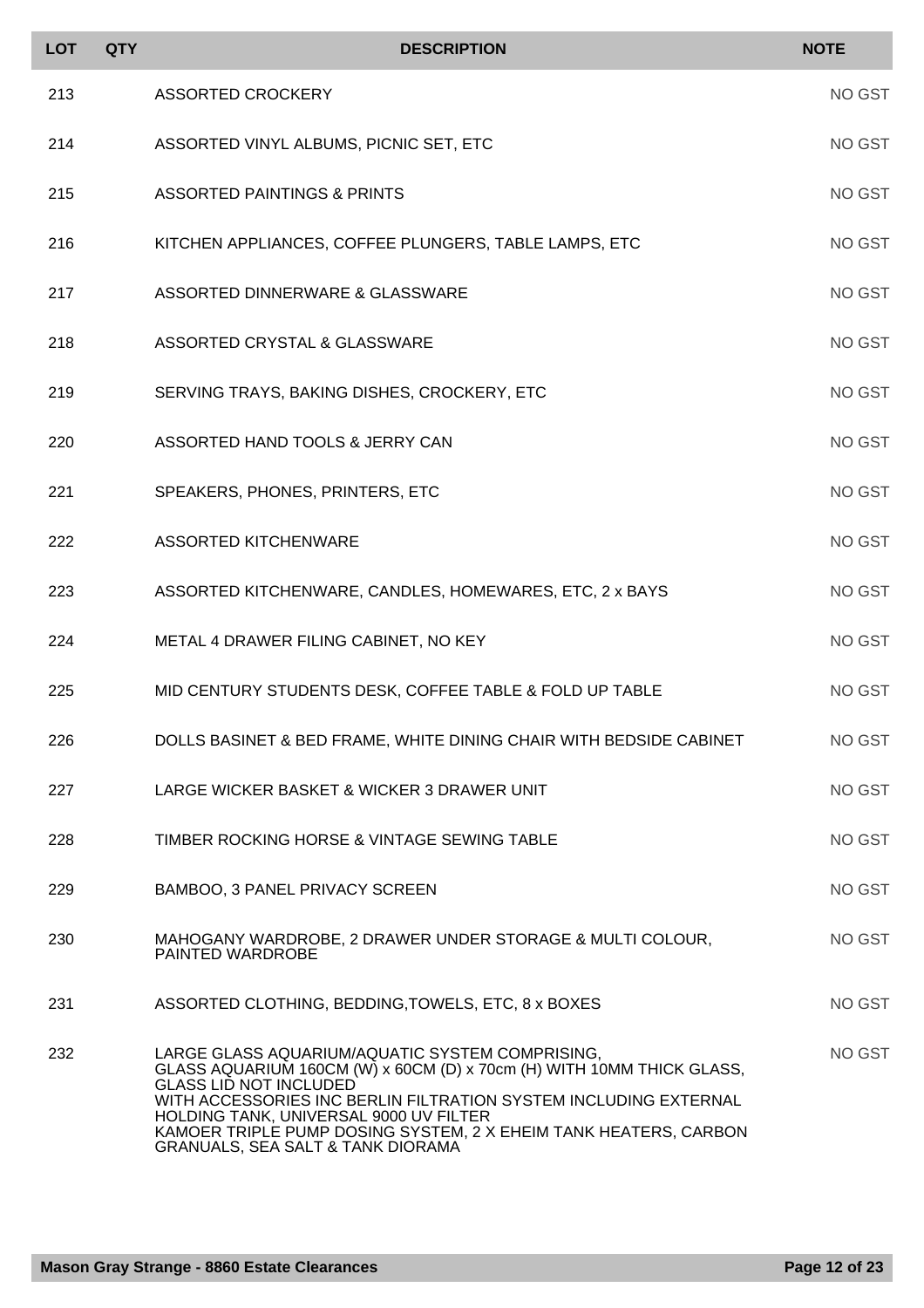| LOT | QTY | DESCRIPTION | NOTE |
|---|---|---|---|
| 213 | | ASSORTED CROCKERY | NO GST |
| 214 | | ASSORTED VINYL ALBUMS, PICNIC SET, ETC | NO GST |
| 215 | | ASSORTED PAINTINGS & PRINTS | NO GST |
| 216 | | KITCHEN APPLIANCES, COFFEE PLUNGERS, TABLE LAMPS, ETC | NO GST |
| 217 | | ASSORTED DINNERWARE & GLASSWARE | NO GST |
| 218 | | ASSORTED CRYSTAL & GLASSWARE | NO GST |
| 219 | | SERVING TRAYS, BAKING DISHES, CROCKERY, ETC | NO GST |
| 220 | | ASSORTED HAND TOOLS & JERRY CAN | NO GST |
| 221 | | SPEAKERS, PHONES, PRINTERS, ETC | NO GST |
| 222 | | ASSORTED KITCHENWARE | NO GST |
| 223 | | ASSORTED KITCHENWARE, CANDLES, HOMEWARES, ETC, 2 x BAYS | NO GST |
| 224 | | METAL 4 DRAWER FILING CABINET, NO KEY | NO GST |
| 225 | | MID CENTURY STUDENTS DESK, COFFEE TABLE & FOLD UP TABLE | NO GST |
| 226 | | DOLLS BASINET & BED FRAME, WHITE DINING CHAIR WITH BEDSIDE CABINET | NO GST |
| 227 | | LARGE WICKER BASKET & WICKER 3 DRAWER UNIT | NO GST |
| 228 | | TIMBER ROCKING HORSE & VINTAGE SEWING TABLE | NO GST |
| 229 | | BAMBOO, 3 PANEL PRIVACY SCREEN | NO GST |
| 230 | | MAHOGANY WARDROBE, 2 DRAWER UNDER STORAGE & MULTI COLOUR, PAINTED WARDROBE | NO GST |
| 231 | | ASSORTED CLOTHING, BEDDING,TOWELS, ETC, 8 x BOXES | NO GST |
| 232 | | LARGE GLASS AQUARIUM/AQUATIC SYSTEM COMPRISING, GLASS AQUARIUM 160CM (W) x 60CM (D) x 70cm (H) WITH 10MM THICK GLASS, GLASS LID NOT INCLUDED WITH ACCESSORIES INC BERLIN FILTRATION SYSTEM INCLUDING EXTERNAL HOLDING TANK, UNIVERSAL 9000 UV FILTER KAMOER TRIPLE PUMP DOSING SYSTEM, 2 X EHEIM TANK HEATERS, CARBON GRANUALS, SEA SALT & TANK DIORAMA | NO GST |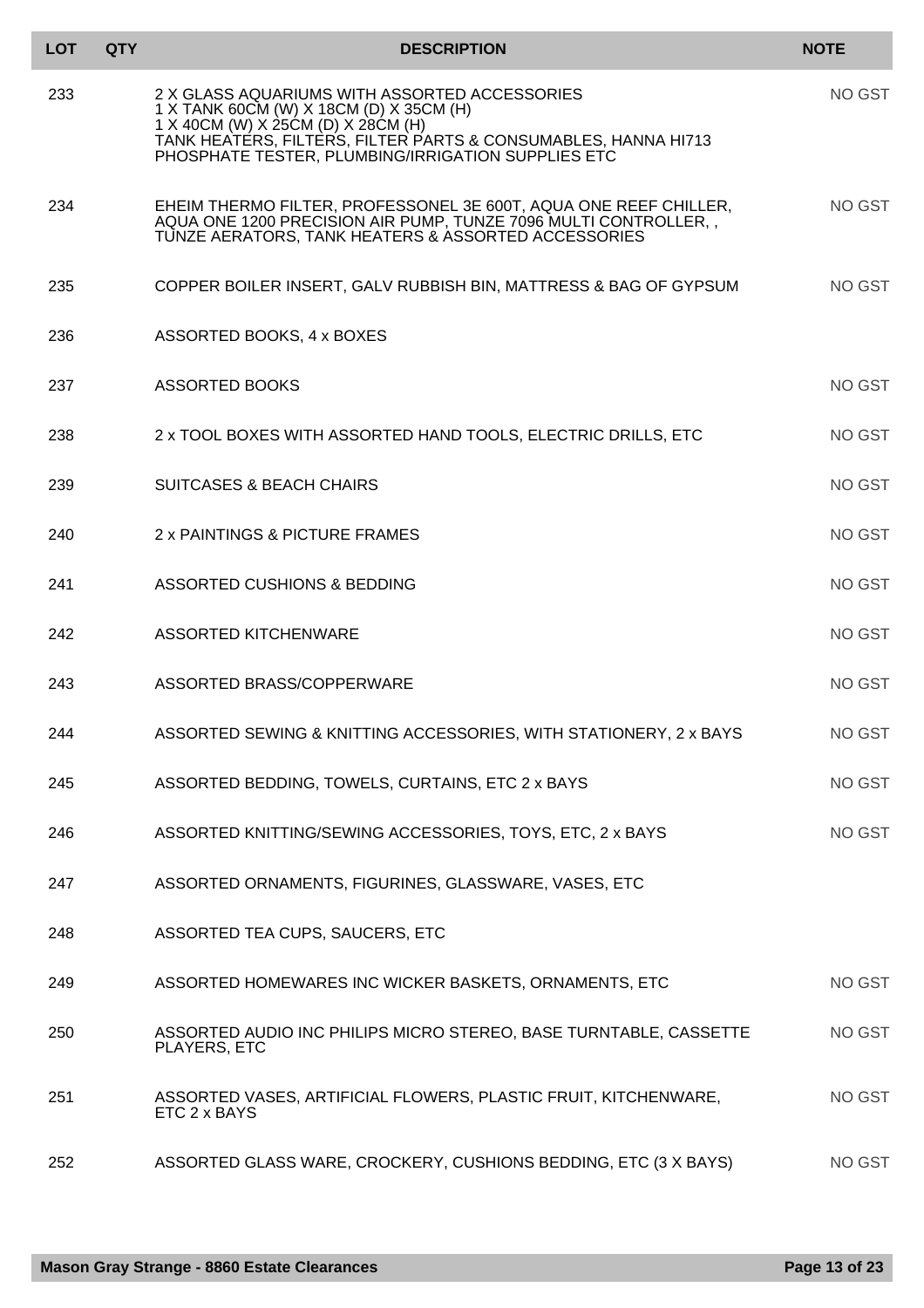| LOT | QTY | DESCRIPTION | NOTE |
|---|---|---|---|
| 233 | | 2 X GLASS AQUARIUMS WITH ASSORTED ACCESSORIES<br>1 X TANK 60CM (W) X 18CM (D) X 35CM (H)<br>1 X 40CM (W) X 25CM (D) X 28CM (H)<br>TANK HEATERS, FILTERS, FILTER PARTS & CONSUMABLES, HANNA HI713 PHOSPHATE TESTER, PLUMBING/IRRIGATION SUPPLIES ETC | NO GST |
| 234 | | EHEIM THERMO FILTER, PROFESSONEL 3E 600T, AQUA ONE REEF CHILLER, AQUA ONE 1200 PRECISION AIR PUMP, TUNZE 7096 MULTI CONTROLLER, , TUNZE AERATORS, TANK HEATERS & ASSORTED ACCESSORIES | NO GST |
| 235 | | COPPER BOILER INSERT, GALV RUBBISH BIN, MATTRESS & BAG OF GYPSUM | NO GST |
| 236 | | ASSORTED BOOKS, 4 x BOXES | |
| 237 | | ASSORTED BOOKS | NO GST |
| 238 | | 2 x TOOL BOXES WITH ASSORTED HAND TOOLS, ELECTRIC DRILLS, ETC | NO GST |
| 239 | | SUITCASES & BEACH CHAIRS | NO GST |
| 240 | | 2 x PAINTINGS & PICTURE FRAMES | NO GST |
| 241 | | ASSORTED CUSHIONS & BEDDING | NO GST |
| 242 | | ASSORTED KITCHENWARE | NO GST |
| 243 | | ASSORTED BRASS/COPPERWARE | NO GST |
| 244 | | ASSORTED SEWING & KNITTING ACCESSORIES, WITH STATIONERY, 2 x BAYS | NO GST |
| 245 | | ASSORTED BEDDING, TOWELS, CURTAINS, ETC 2 x BAYS | NO GST |
| 246 | | ASSORTED KNITTING/SEWING ACCESSORIES, TOYS, ETC, 2 x BAYS | NO GST |
| 247 | | ASSORTED ORNAMENTS, FIGURINES, GLASSWARE, VASES, ETC | |
| 248 | | ASSORTED TEA CUPS, SAUCERS, ETC | |
| 249 | | ASSORTED HOMEWARES INC WICKER BASKETS, ORNAMENTS, ETC | NO GST |
| 250 | | ASSORTED AUDIO INC PHILIPS MICRO STEREO, BASE TURNTABLE, CASSETTE PLAYERS, ETC | NO GST |
| 251 | | ASSORTED VASES, ARTIFICIAL FLOWERS, PLASTIC FRUIT, KITCHENWARE, ETC 2 x BAYS | NO GST |
| 252 | | ASSORTED GLASS WARE, CROCKERY, CUSHIONS BEDDING, ETC (3 X BAYS) | NO GST |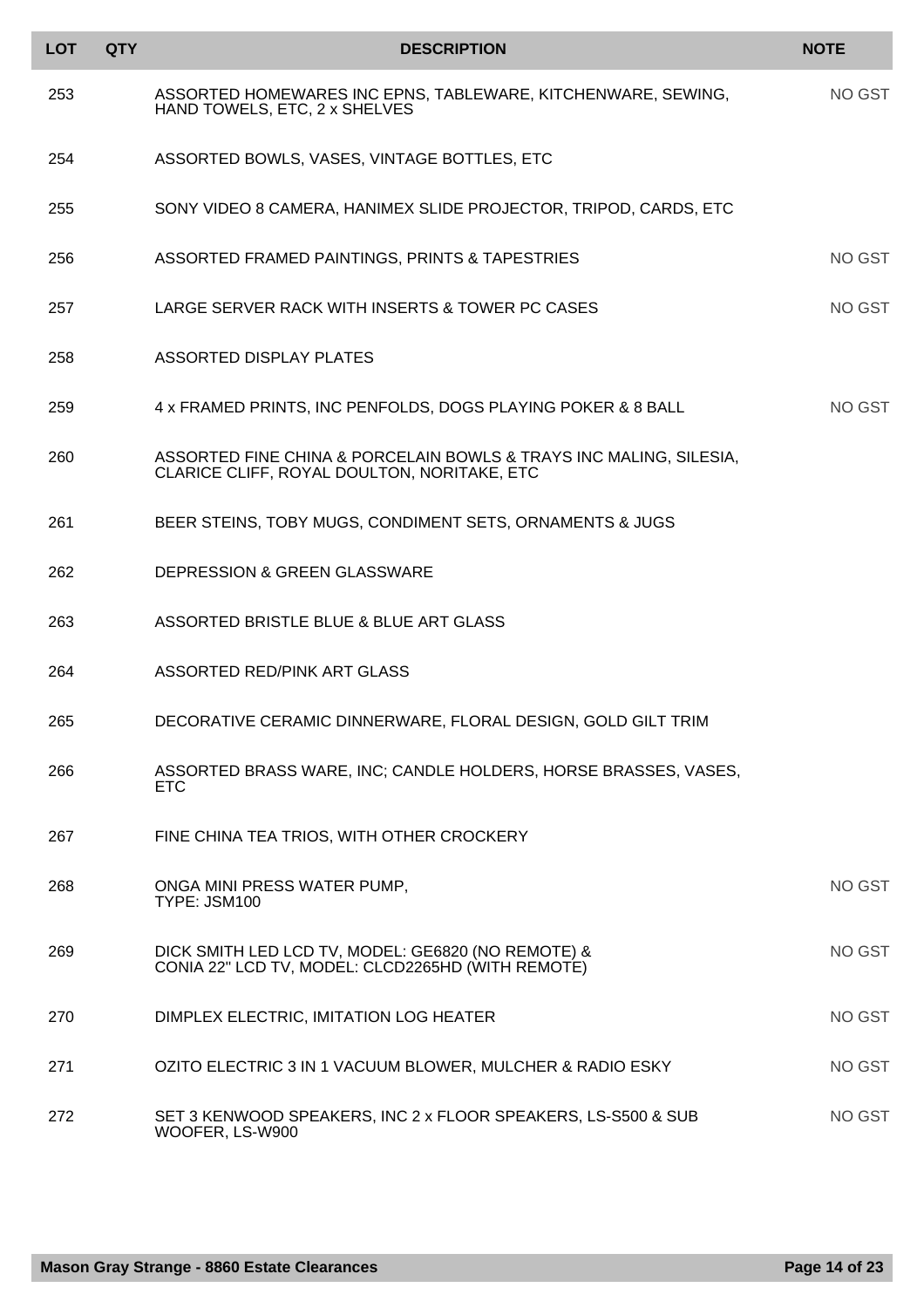| LOT | QTY | DESCRIPTION | NOTE |
|---|---|---|---|
| 253 | | ASSORTED HOMEWARES INC EPNS, TABLEWARE, KITCHENWARE, SEWING, HAND TOWELS, ETC, 2 x SHELVES | NO GST |
| 254 | | ASSORTED BOWLS, VASES, VINTAGE BOTTLES, ETC | |
| 255 | | SONY VIDEO 8 CAMERA, HANIMEX SLIDE PROJECTOR, TRIPOD, CARDS, ETC | |
| 256 | | ASSORTED FRAMED PAINTINGS, PRINTS & TAPESTRIES | NO GST |
| 257 | | LARGE SERVER RACK WITH INSERTS & TOWER PC CASES | NO GST |
| 258 | | ASSORTED DISPLAY PLATES | |
| 259 | | 4 x FRAMED PRINTS, INC PENFOLDS, DOGS PLAYING POKER & 8 BALL | NO GST |
| 260 | | ASSORTED FINE CHINA & PORCELAIN BOWLS & TRAYS INC MALING, SILESIA, CLARICE CLIFF, ROYAL DOULTON, NORITAKE, ETC | |
| 261 | | BEER STEINS, TOBY MUGS, CONDIMENT SETS, ORNAMENTS & JUGS | |
| 262 | | DEPRESSION & GREEN GLASSWARE | |
| 263 | | ASSORTED BRISTLE BLUE & BLUE ART GLASS | |
| 264 | | ASSORTED RED/PINK ART GLASS | |
| 265 | | DECORATIVE CERAMIC DINNERWARE, FLORAL DESIGN, GOLD GILT TRIM | |
| 266 | | ASSORTED BRASS WARE, INC; CANDLE HOLDERS, HORSE BRASSES, VASES, ETC | |
| 267 | | FINE CHINA TEA TRIOS, WITH OTHER CROCKERY | |
| 268 | | ONGA MINI PRESS WATER PUMP, TYPE: JSM100 | NO GST |
| 269 | | DICK SMITH LED LCD TV, MODEL: GE6820 (NO REMOTE) & CONIA 22" LCD TV, MODEL: CLCD2265HD (WITH REMOTE) | NO GST |
| 270 | | DIMPLEX ELECTRIC, IMITATION LOG HEATER | NO GST |
| 271 | | OZITO ELECTRIC 3 IN 1 VACUUM BLOWER, MULCHER & RADIO ESKY | NO GST |
| 272 | | SET 3 KENWOOD SPEAKERS, INC 2 x FLOOR SPEAKERS, LS-S500 & SUB WOOFER, LS-W900 | NO GST |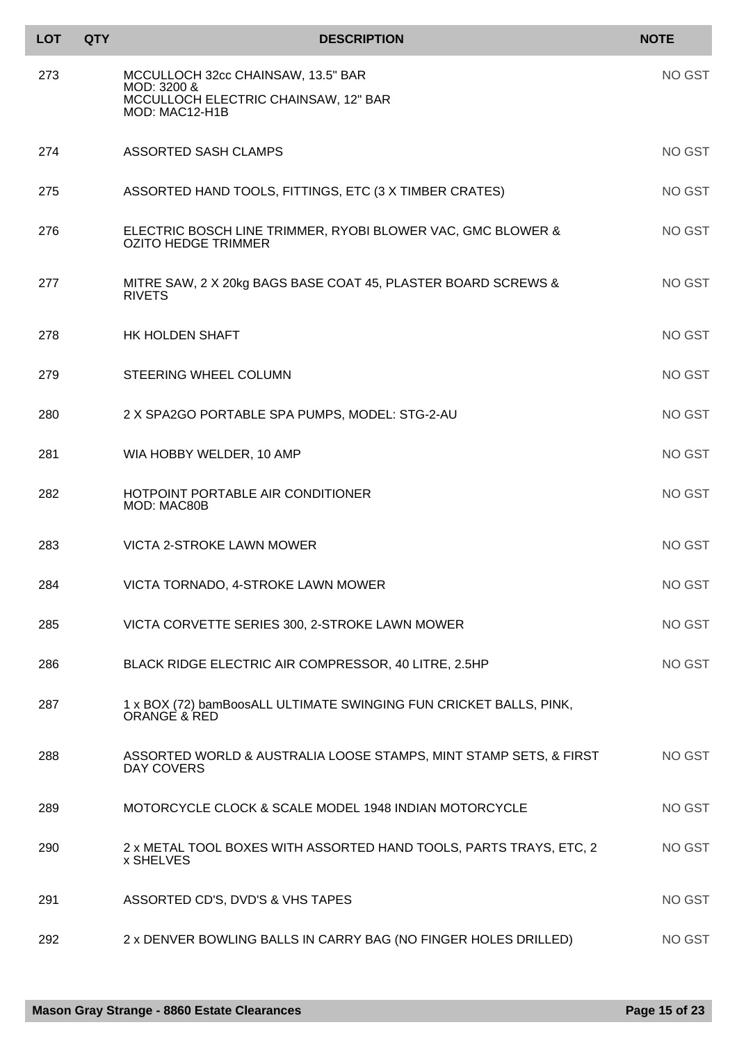| LOT | QTY | DESCRIPTION | NOTE |
|---|---|---|---|
| 273 | | MCCULLOCH 32cc CHAINSAW, 13.5" BAR MOD: 3200 & MCCULLOCH ELECTRIC CHAINSAW, 12" BAR MOD: MAC12-H1B | NO GST |
| 274 | | ASSORTED SASH CLAMPS | NO GST |
| 275 | | ASSORTED HAND TOOLS, FITTINGS, ETC (3 X TIMBER CRATES) | NO GST |
| 276 | | ELECTRIC BOSCH LINE TRIMMER, RYOBI BLOWER VAC, GMC BLOWER & OZITO HEDGE TRIMMER | NO GST |
| 277 | | MITRE SAW, 2 X 20kg BAGS BASE COAT 45, PLASTER BOARD SCREWS & RIVETS | NO GST |
| 278 | | HK HOLDEN SHAFT | NO GST |
| 279 | | STEERING WHEEL COLUMN | NO GST |
| 280 | | 2 X SPA2GO PORTABLE SPA PUMPS, MODEL: STG-2-AU | NO GST |
| 281 | | WIA HOBBY WELDER, 10 AMP | NO GST |
| 282 | | HOTPOINT PORTABLE AIR CONDITIONER MOD: MAC80B | NO GST |
| 283 | | VICTA 2-STROKE LAWN MOWER | NO GST |
| 284 | | VICTA TORNADO, 4-STROKE LAWN MOWER | NO GST |
| 285 | | VICTA CORVETTE SERIES 300, 2-STROKE LAWN MOWER | NO GST |
| 286 | | BLACK RIDGE ELECTRIC AIR COMPRESSOR, 40 LITRE, 2.5HP | NO GST |
| 287 | | 1 x BOX (72) bamBoosALL ULTIMATE SWINGING FUN CRICKET BALLS, PINK, ORANGE & RED | |
| 288 | | ASSORTED WORLD & AUSTRALIA LOOSE STAMPS, MINT STAMP SETS, & FIRST DAY COVERS | NO GST |
| 289 | | MOTORCYCLE CLOCK & SCALE MODEL 1948 INDIAN MOTORCYCLE | NO GST |
| 290 | | 2 x METAL TOOL BOXES WITH ASSORTED HAND TOOLS, PARTS TRAYS, ETC, 2 x SHELVES | NO GST |
| 291 | | ASSORTED CD'S, DVD'S & VHS TAPES | NO GST |
| 292 | | 2 x DENVER BOWLING BALLS IN CARRY BAG (NO FINGER HOLES DRILLED) | NO GST |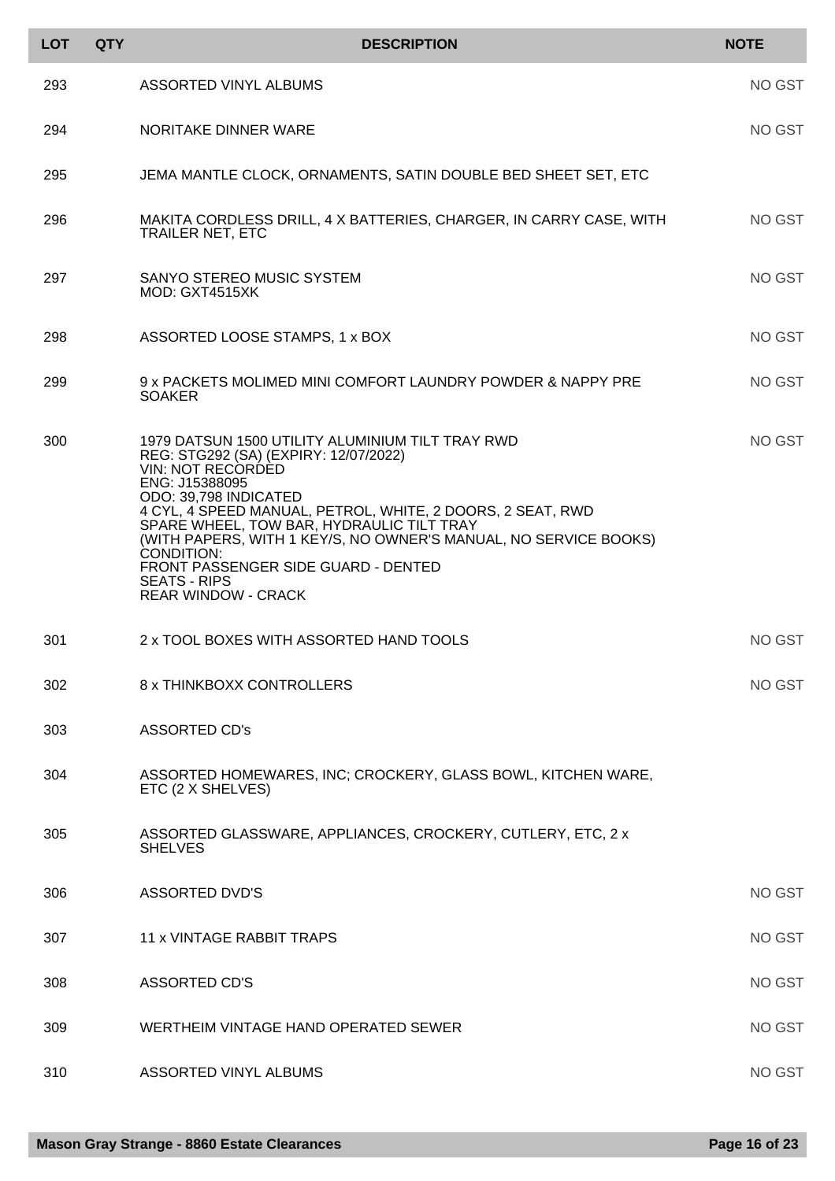| LOT | QTY | DESCRIPTION | NOTE |
|---|---|---|---|
| 293 | | ASSORTED VINYL ALBUMS | NO GST |
| 294 | | NORITAKE DINNER WARE | NO GST |
| 295 | | JEMA MANTLE CLOCK, ORNAMENTS, SATIN DOUBLE BED SHEET SET, ETC | |
| 296 | | MAKITA CORDLESS DRILL, 4 X BATTERIES, CHARGER, IN CARRY CASE, WITH TRAILER NET, ETC | NO GST |
| 297 | | SANYO STEREO MUSIC SYSTEM<br>MOD: GXT4515XK | NO GST |
| 298 | | ASSORTED LOOSE STAMPS, 1 x BOX | NO GST |
| 299 | | 9 x PACKETS MOLIMED MINI COMFORT LAUNDRY POWDER & NAPPY PRE SOAKER | NO GST |
| 300 | | 1979 DATSUN 1500 UTILITY ALUMINIUM TILT TRAY RWD<br>REG: STG292 (SA) (EXPIRY: 12/07/2022)<br>VIN: NOT RECORDED<br>ENG: J15388095<br>ODO: 39,798 INDICATED<br>4 CYL, 4 SPEED MANUAL, PETROL, WHITE, 2 DOORS, 2 SEAT, RWD<br>SPARE WHEEL, TOW BAR, HYDRAULIC TILT TRAY<br>(WITH PAPERS, WITH 1 KEY/S, NO OWNER'S MANUAL, NO SERVICE BOOKS)<br>CONDITION:<br>FRONT PASSENGER SIDE GUARD - DENTED<br>SEATS - RIPS<br>REAR WINDOW - CRACK | NO GST |
| 301 | | 2 x TOOL BOXES WITH ASSORTED HAND TOOLS | NO GST |
| 302 | | 8 x THINKBOXX CONTROLLERS | NO GST |
| 303 | | ASSORTED CD's | |
| 304 | | ASSORTED HOMEWARES, INC; CROCKERY, GLASS BOWL, KITCHEN WARE, ETC (2 X SHELVES) | |
| 305 | | ASSORTED GLASSWARE, APPLIANCES, CROCKERY, CUTLERY, ETC, 2 x SHELVES | |
| 306 | | ASSORTED DVD'S | NO GST |
| 307 | | 11 x VINTAGE RABBIT TRAPS | NO GST |
| 308 | | ASSORTED CD'S | NO GST |
| 309 | | WERTHEIM VINTAGE HAND OPERATED SEWER | NO GST |
| 310 | | ASSORTED VINYL ALBUMS | NO GST |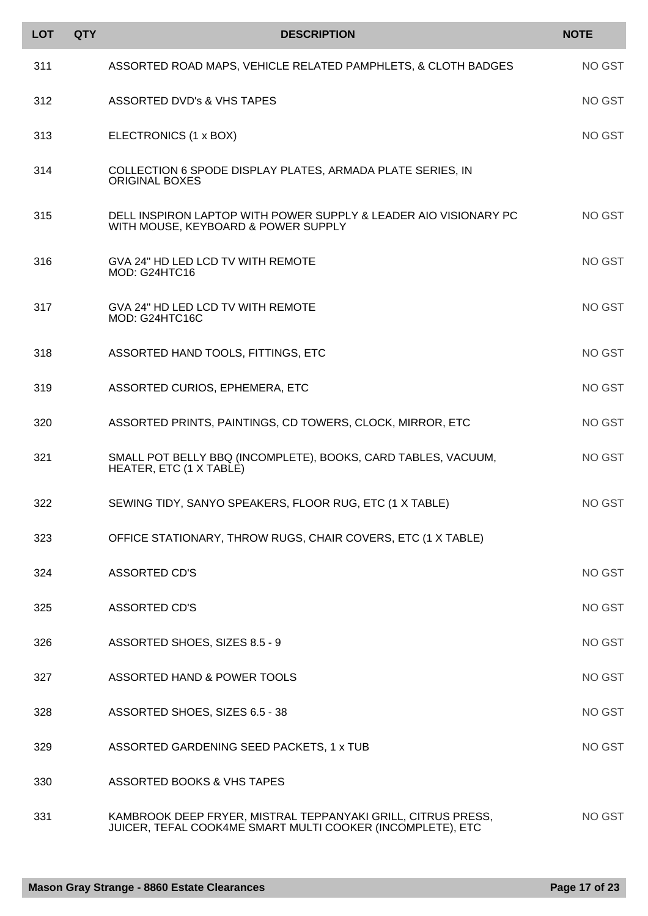| LOT | QTY | DESCRIPTION | NOTE |
|---|---|---|---|
| 311 | | ASSORTED ROAD MAPS, VEHICLE RELATED PAMPHLETS, & CLOTH BADGES | NO GST |
| 312 | | ASSORTED DVD's & VHS TAPES | NO GST |
| 313 | | ELECTRONICS (1 x BOX) | NO GST |
| 314 | | COLLECTION 6 SPODE DISPLAY PLATES, ARMADA PLATE SERIES, IN ORIGINAL BOXES | |
| 315 | | DELL INSPIRON LAPTOP WITH POWER SUPPLY & LEADER AIO VISIONARY PC WITH MOUSE, KEYBOARD & POWER SUPPLY | NO GST |
| 316 | | GVA 24" HD LED LCD TV WITH REMOTE<br>MOD: G24HTC16 | NO GST |
| 317 | | GVA 24" HD LED LCD TV WITH REMOTE<br>MOD: G24HTC16C | NO GST |
| 318 | | ASSORTED HAND TOOLS, FITTINGS, ETC | NO GST |
| 319 | | ASSORTED CURIOS, EPHEMERA, ETC | NO GST |
| 320 | | ASSORTED PRINTS, PAINTINGS, CD TOWERS, CLOCK, MIRROR, ETC | NO GST |
| 321 | | SMALL POT BELLY BBQ (INCOMPLETE), BOOKS, CARD TABLES, VACUUM, HEATER, ETC (1 X TABLE) | NO GST |
| 322 | | SEWING TIDY, SANYO SPEAKERS, FLOOR RUG, ETC (1 X TABLE) | NO GST |
| 323 | | OFFICE STATIONARY, THROW RUGS, CHAIR COVERS, ETC (1 X TABLE) | |
| 324 | | ASSORTED CD'S | NO GST |
| 325 | | ASSORTED CD'S | NO GST |
| 326 | | ASSORTED SHOES, SIZES 8.5 - 9 | NO GST |
| 327 | | ASSORTED HAND & POWER TOOLS | NO GST |
| 328 | | ASSORTED SHOES, SIZES 6.5 - 38 | NO GST |
| 329 | | ASSORTED GARDENING SEED PACKETS, 1 x TUB | NO GST |
| 330 | | ASSORTED BOOKS & VHS TAPES | |
| 331 | | KAMBROOK DEEP FRYER, MISTRAL TEPPANYAKI GRILL, CITRUS PRESS, JUICER, TEFAL COOK4ME SMART MULTI COOKER (INCOMPLETE), ETC | NO GST |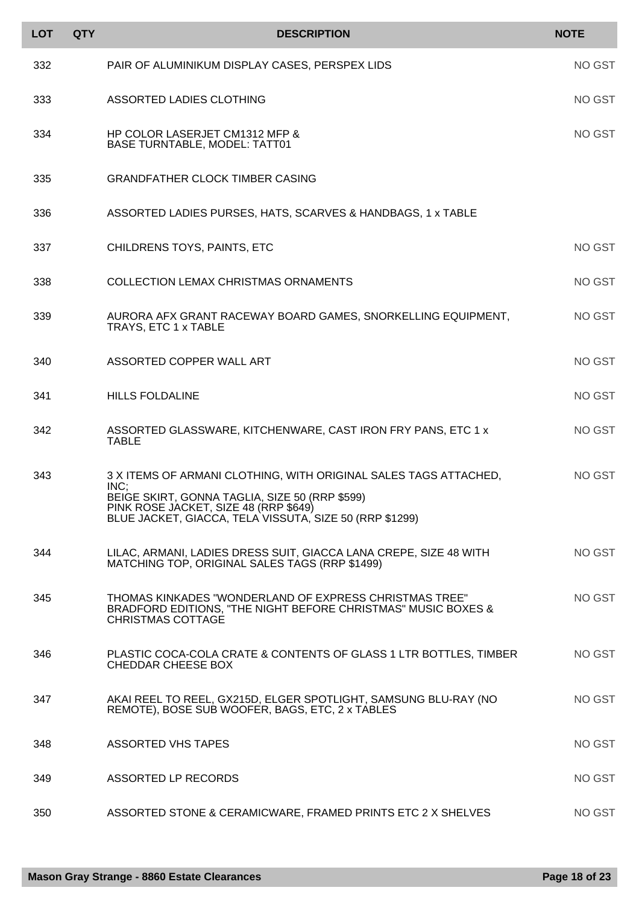| LOT | QTY | DESCRIPTION | NOTE |
| --- | --- | --- | --- |
| 332 | | PAIR OF ALUMINIKUM DISPLAY CASES, PERSPEX LIDS | NO GST |
| 333 | | ASSORTED LADIES CLOTHING | NO GST |
| 334 | | HP COLOR LASERJET CM1312 MFP & BASE TURNTABLE, MODEL: TATT01 | NO GST |
| 335 | | GRANDFATHER CLOCK TIMBER CASING | |
| 336 | | ASSORTED LADIES PURSES, HATS, SCARVES & HANDBAGS, 1 x TABLE | |
| 337 | | CHILDRENS TOYS, PAINTS, ETC | NO GST |
| 338 | | COLLECTION LEMAX CHRISTMAS ORNAMENTS | NO GST |
| 339 | | AURORA AFX GRANT RACEWAY BOARD GAMES, SNORKELLING EQUIPMENT, TRAYS, ETC 1 x TABLE | NO GST |
| 340 | | ASSORTED COPPER WALL ART | NO GST |
| 341 | | HILLS FOLDALINE | NO GST |
| 342 | | ASSORTED GLASSWARE, KITCHENWARE, CAST IRON FRY PANS, ETC 1 x TABLE | NO GST |
| 343 | | 3 X ITEMS OF ARMANI CLOTHING, WITH ORIGINAL SALES TAGS ATTACHED, INC;<br>BEIGE SKIRT, GONNA TAGLIA, SIZE 50 (RRP $599)<br>PINK ROSE JACKET, SIZE 48 (RRP $649)<br>BLUE JACKET, GIACCA, TELA VISSUTA, SIZE 50 (RRP $1299) | NO GST |
| 344 | | LILAC, ARMANI, LADIES DRESS SUIT, GIACCA LANA CREPE, SIZE 48 WITH MATCHING TOP, ORIGINAL SALES TAGS (RRP $1499) | NO GST |
| 345 | | THOMAS KINKADES "WONDERLAND OF EXPRESS CHRISTMAS TREE" BRADFORD EDITIONS, "THE NIGHT BEFORE CHRISTMAS" MUSIC BOXES & CHRISTMAS COTTAGE | NO GST |
| 346 | | PLASTIC COCA-COLA CRATE & CONTENTS OF GLASS 1 LTR BOTTLES, TIMBER CHEDDAR CHEESE BOX | NO GST |
| 347 | | AKAI REEL TO REEL, GX215D, ELGER SPOTLIGHT, SAMSUNG BLU-RAY (NO REMOTE), BOSE SUB WOOFER, BAGS, ETC, 2 x TABLES | NO GST |
| 348 | | ASSORTED VHS TAPES | NO GST |
| 349 | | ASSORTED LP RECORDS | NO GST |
| 350 | | ASSORTED STONE & CERAMICWARE, FRAMED PRINTS ETC 2 X SHELVES | NO GST |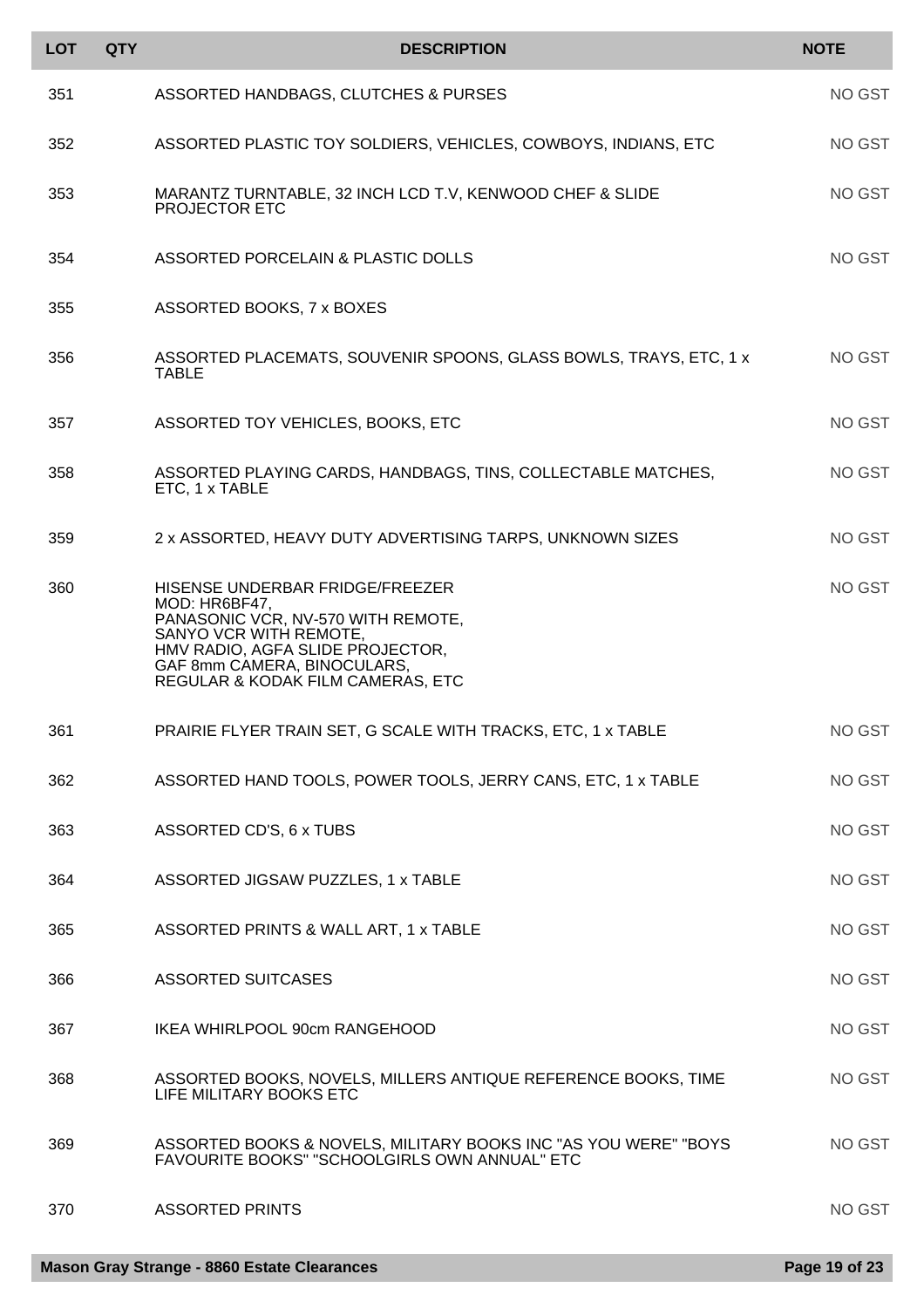| LOT | QTY | DESCRIPTION | NOTE |
| --- | --- | --- | --- |
| 351 | | ASSORTED HANDBAGS, CLUTCHES & PURSES | NO GST |
| 352 | | ASSORTED PLASTIC TOY SOLDIERS, VEHICLES, COWBOYS, INDIANS, ETC | NO GST |
| 353 | | MARANTZ TURNTABLE, 32 INCH LCD T.V, KENWOOD CHEF & SLIDE PROJECTOR ETC | NO GST |
| 354 | | ASSORTED PORCELAIN & PLASTIC DOLLS | NO GST |
| 355 | | ASSORTED BOOKS, 7 x BOXES | |
| 356 | | ASSORTED PLACEMATS, SOUVENIR SPOONS, GLASS BOWLS, TRAYS, ETC, 1 x TABLE | NO GST |
| 357 | | ASSORTED TOY VEHICLES, BOOKS, ETC | NO GST |
| 358 | | ASSORTED PLAYING CARDS, HANDBAGS, TINS, COLLECTABLE MATCHES, ETC, 1 x TABLE | NO GST |
| 359 | | 2 x ASSORTED, HEAVY DUTY ADVERTISING TARPS, UNKNOWN SIZES | NO GST |
| 360 | | HISENSE UNDERBAR FRIDGE/FREEZER MOD: HR6BF47, PANASONIC VCR, NV-570 WITH REMOTE, SANYO VCR WITH REMOTE, HMV RADIO, AGFA SLIDE PROJECTOR, GAF 8mm CAMERA, BINOCULARS, REGULAR & KODAK FILM CAMERAS, ETC | NO GST |
| 361 | | PRAIRIE FLYER TRAIN SET, G SCALE WITH TRACKS, ETC, 1 x TABLE | NO GST |
| 362 | | ASSORTED HAND TOOLS, POWER TOOLS, JERRY CANS, ETC, 1 x TABLE | NO GST |
| 363 | | ASSORTED CD'S, 6 x TUBS | NO GST |
| 364 | | ASSORTED JIGSAW PUZZLES, 1 x TABLE | NO GST |
| 365 | | ASSORTED PRINTS & WALL ART, 1 x TABLE | NO GST |
| 366 | | ASSORTED SUITCASES | NO GST |
| 367 | | IKEA WHIRLPOOL 90cm RANGEHOOD | NO GST |
| 368 | | ASSORTED BOOKS, NOVELS, MILLERS ANTIQUE REFERENCE BOOKS, TIME LIFE MILITARY BOOKS ETC | NO GST |
| 369 | | ASSORTED BOOKS & NOVELS, MILITARY BOOKS INC "AS YOU WERE" "BOYS FAVOURITE BOOKS" "SCHOOLGIRLS OWN ANNUAL" ETC | NO GST |
| 370 | | ASSORTED PRINTS | NO GST |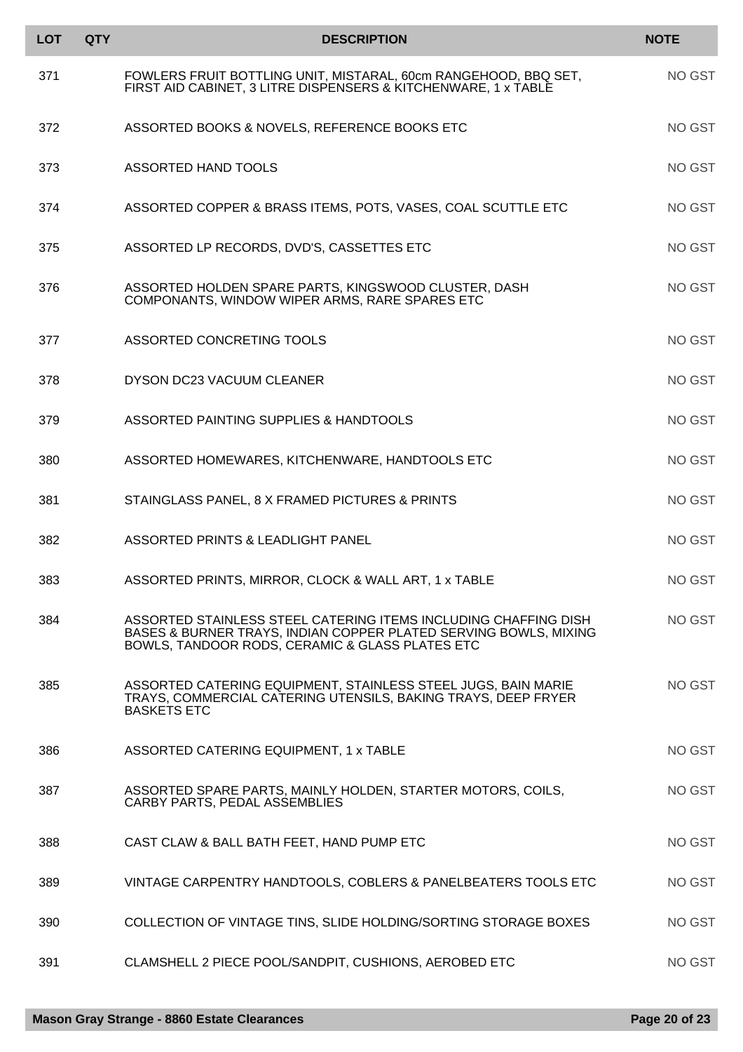| LOT | QTY | DESCRIPTION | NOTE |
|---|---|---|---|
| 371 | | FOWLERS FRUIT BOTTLING UNIT, MISTARAL, 60cm RANGEHOOD, BBQ SET, FIRST AID CABINET, 3 LITRE DISPENSERS & KITCHENWARE, 1 x TABLE | NO GST |
| 372 | | ASSORTED BOOKS & NOVELS, REFERENCE BOOKS ETC | NO GST |
| 373 | | ASSORTED HAND TOOLS | NO GST |
| 374 | | ASSORTED COPPER & BRASS ITEMS, POTS, VASES, COAL SCUTTLE ETC | NO GST |
| 375 | | ASSORTED LP RECORDS, DVD'S, CASSETTES ETC | NO GST |
| 376 | | ASSORTED HOLDEN SPARE PARTS, KINGSWOOD CLUSTER, DASH COMPONANTS, WINDOW WIPER ARMS, RARE SPARES ETC | NO GST |
| 377 | | ASSORTED CONCRETING TOOLS | NO GST |
| 378 | | DYSON DC23 VACUUM CLEANER | NO GST |
| 379 | | ASSORTED PAINTING SUPPLIES & HANDTOOLS | NO GST |
| 380 | | ASSORTED HOMEWARES, KITCHENWARE, HANDTOOLS ETC | NO GST |
| 381 | | STAINGLASS PANEL, 8 X FRAMED PICTURES & PRINTS | NO GST |
| 382 | | ASSORTED PRINTS & LEADLIGHT PANEL | NO GST |
| 383 | | ASSORTED PRINTS, MIRROR, CLOCK & WALL ART, 1 x TABLE | NO GST |
| 384 | | ASSORTED STAINLESS STEEL CATERING ITEMS INCLUDING CHAFFING DISH BASES & BURNER TRAYS, INDIAN COPPER PLATED SERVING BOWLS, MIXING BOWLS, TANDOOR RODS, CERAMIC & GLASS PLATES ETC | NO GST |
| 385 | | ASSORTED CATERING EQUIPMENT, STAINLESS STEEL JUGS, BAIN MARIE TRAYS, COMMERCIAL CATERING UTENSILS, BAKING TRAYS, DEEP FRYER BASKETS ETC | NO GST |
| 386 | | ASSORTED CATERING EQUIPMENT, 1 x TABLE | NO GST |
| 387 | | ASSORTED SPARE PARTS, MAINLY HOLDEN, STARTER MOTORS, COILS, CARBY PARTS, PEDAL ASSEMBLIES | NO GST |
| 388 | | CAST CLAW & BALL BATH FEET, HAND PUMP ETC | NO GST |
| 389 | | VINTAGE CARPENTRY HANDTOOLS, COBLERS & PANELBEATERS TOOLS ETC | NO GST |
| 390 | | COLLECTION OF VINTAGE TINS, SLIDE HOLDING/SORTING STORAGE BOXES | NO GST |
| 391 | | CLAMSHELL 2 PIECE POOL/SANDPIT, CUSHIONS, AEROBED ETC | NO GST |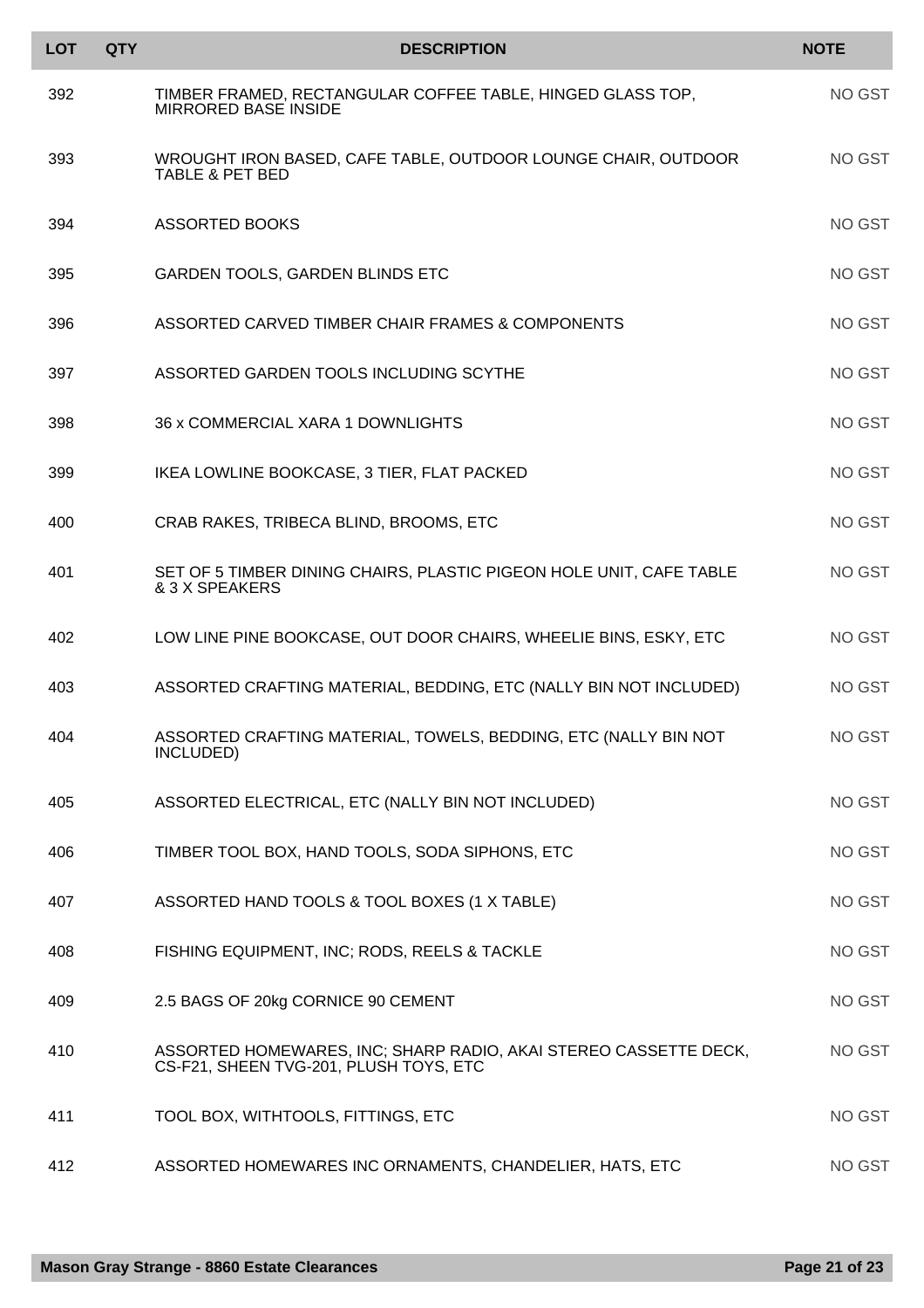| LOT | QTY | DESCRIPTION | NOTE |
|---|---|---|---|
| 392 | | TIMBER FRAMED, RECTANGULAR COFFEE TABLE, HINGED GLASS TOP, MIRRORED BASE INSIDE | NO GST |
| 393 | | WROUGHT IRON BASED, CAFE TABLE, OUTDOOR LOUNGE CHAIR, OUTDOOR TABLE & PET BED | NO GST |
| 394 | | ASSORTED BOOKS | NO GST |
| 395 | | GARDEN TOOLS, GARDEN BLINDS ETC | NO GST |
| 396 | | ASSORTED CARVED TIMBER CHAIR FRAMES & COMPONENTS | NO GST |
| 397 | | ASSORTED GARDEN TOOLS INCLUDING SCYTHE | NO GST |
| 398 | | 36 x COMMERCIAL XARA 1 DOWNLIGHTS | NO GST |
| 399 | | IKEA LOWLINE BOOKCASE, 3 TIER, FLAT PACKED | NO GST |
| 400 | | CRAB RAKES, TRIBECA BLIND, BROOMS, ETC | NO GST |
| 401 | | SET OF 5 TIMBER DINING CHAIRS, PLASTIC PIGEON HOLE UNIT, CAFE TABLE & 3 X SPEAKERS | NO GST |
| 402 | | LOW LINE PINE BOOKCASE, OUT DOOR CHAIRS, WHEELIE BINS, ESKY, ETC | NO GST |
| 403 | | ASSORTED CRAFTING MATERIAL, BEDDING, ETC (NALLY BIN NOT INCLUDED) | NO GST |
| 404 | | ASSORTED CRAFTING MATERIAL, TOWELS, BEDDING, ETC (NALLY BIN NOT INCLUDED) | NO GST |
| 405 | | ASSORTED ELECTRICAL, ETC (NALLY BIN NOT INCLUDED) | NO GST |
| 406 | | TIMBER TOOL BOX, HAND TOOLS, SODA SIPHONS, ETC | NO GST |
| 407 | | ASSORTED HAND TOOLS & TOOL BOXES (1 X TABLE) | NO GST |
| 408 | | FISHING EQUIPMENT, INC; RODS, REELS & TACKLE | NO GST |
| 409 | | 2.5 BAGS OF 20kg CORNICE 90 CEMENT | NO GST |
| 410 | | ASSORTED HOMEWARES, INC; SHARP RADIO, AKAI STEREO CASSETTE DECK, CS-F21, SHEEN TVG-201, PLUSH TOYS, ETC | NO GST |
| 411 | | TOOL BOX, WITHTOOLS, FITTINGS, ETC | NO GST |
| 412 | | ASSORTED HOMEWARES INC ORNAMENTS, CHANDELIER, HATS, ETC | NO GST |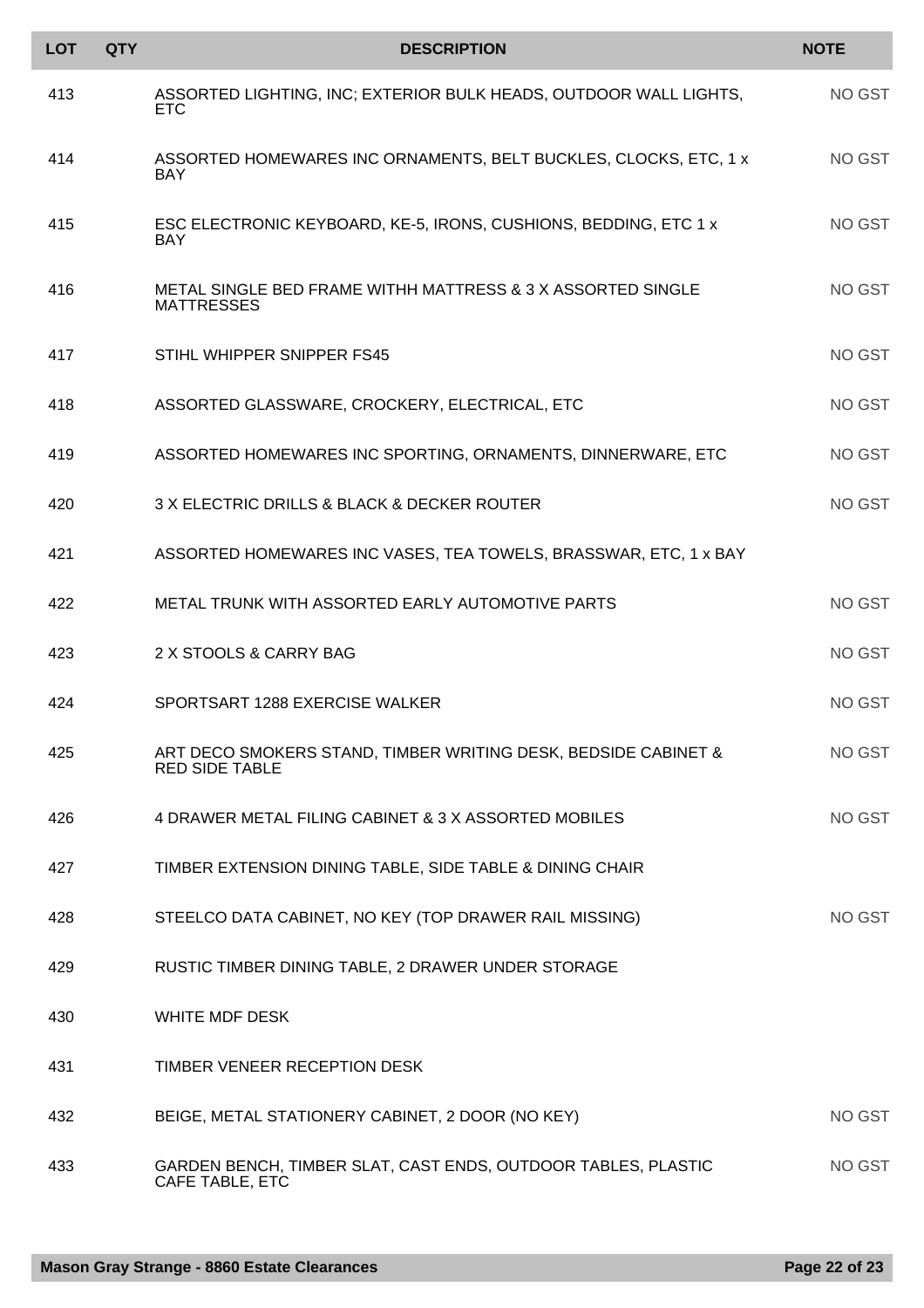| LOT | QTY | DESCRIPTION | NOTE |
|---|---|---|---|
| 413 | | ASSORTED LIGHTING, INC; EXTERIOR BULK HEADS, OUTDOOR WALL LIGHTS, ETC | NO GST |
| 414 | | ASSORTED HOMEWARES INC ORNAMENTS, BELT BUCKLES, CLOCKS, ETC, 1 x BAY | NO GST |
| 415 | | ESC ELECTRONIC KEYBOARD, KE-5, IRONS, CUSHIONS, BEDDING, ETC 1 x BAY | NO GST |
| 416 | | METAL SINGLE BED FRAME WITHH MATTRESS & 3 X ASSORTED SINGLE MATTRESSES | NO GST |
| 417 | | STIHL WHIPPER SNIPPER FS45 | NO GST |
| 418 | | ASSORTED GLASSWARE, CROCKERY, ELECTRICAL, ETC | NO GST |
| 419 | | ASSORTED HOMEWARES INC SPORTING, ORNAMENTS, DINNERWARE, ETC | NO GST |
| 420 | | 3 X ELECTRIC DRILLS & BLACK & DECKER ROUTER | NO GST |
| 421 | | ASSORTED HOMEWARES INC VASES, TEA TOWELS, BRASSWAR, ETC, 1 x BAY | |
| 422 | | METAL TRUNK WITH ASSORTED EARLY AUTOMOTIVE PARTS | NO GST |
| 423 | | 2 X STOOLS & CARRY BAG | NO GST |
| 424 | | SPORTSART 1288 EXERCISE WALKER | NO GST |
| 425 | | ART DECO SMOKERS STAND, TIMBER WRITING DESK, BEDSIDE CABINET & RED SIDE TABLE | NO GST |
| 426 | | 4 DRAWER METAL FILING CABINET & 3 X ASSORTED MOBILES | NO GST |
| 427 | | TIMBER EXTENSION DINING TABLE, SIDE TABLE & DINING CHAIR | |
| 428 | | STEELCO DATA CABINET, NO KEY (TOP DRAWER RAIL MISSING) | NO GST |
| 429 | | RUSTIC TIMBER DINING TABLE, 2 DRAWER UNDER STORAGE | |
| 430 | | WHITE MDF DESK | |
| 431 | | TIMBER VENEER RECEPTION DESK | |
| 432 | | BEIGE, METAL STATIONERY CABINET, 2 DOOR (NO KEY) | NO GST |
| 433 | | GARDEN BENCH, TIMBER SLAT, CAST ENDS, OUTDOOR TABLES, PLASTIC CAFE TABLE, ETC | NO GST |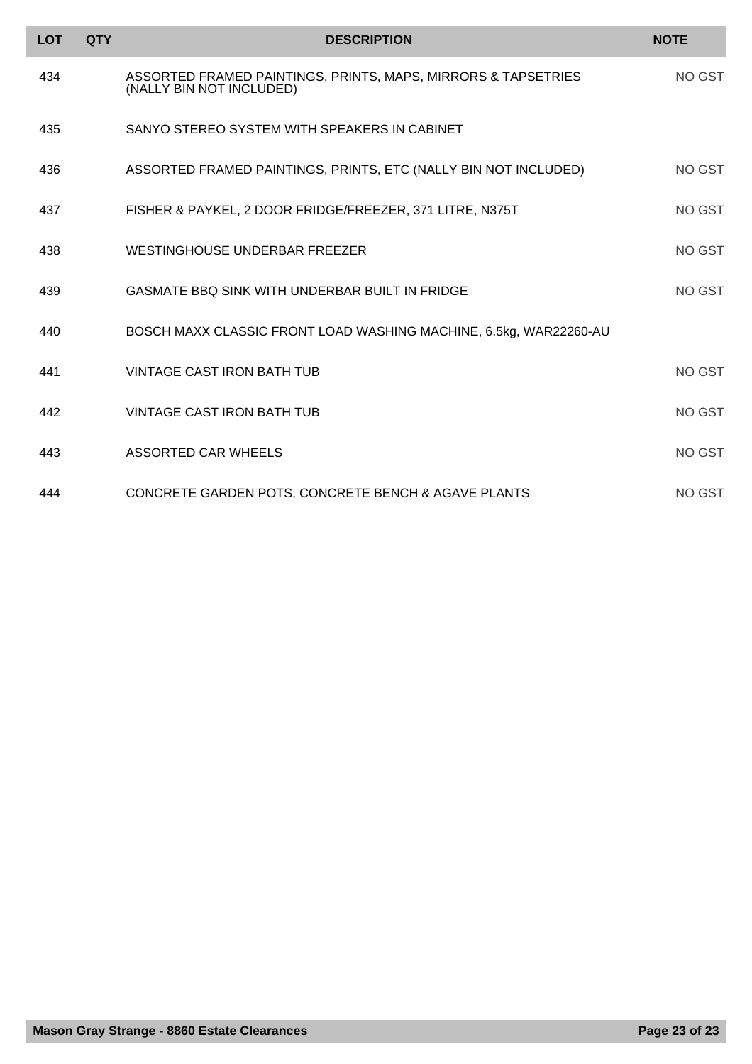| LOT | QTY | DESCRIPTION | NOTE |
|---|---|---|---|
| 434 | | ASSORTED FRAMED PAINTINGS, PRINTS, MAPS, MIRRORS & TAPSETRIES (NALLY BIN NOT INCLUDED) | NO GST |
| 435 | | SANYO STEREO SYSTEM WITH SPEAKERS IN CABINET | |
| 436 | | ASSORTED FRAMED PAINTINGS, PRINTS, ETC (NALLY BIN NOT INCLUDED) | NO GST |
| 437 | | FISHER & PAYKEL, 2 DOOR FRIDGE/FREEZER, 371 LITRE, N375T | NO GST |
| 438 | | WESTINGHOUSE UNDERBAR FREEZER | NO GST |
| 439 | | GASMATE BBQ SINK WITH UNDERBAR BUILT IN FRIDGE | NO GST |
| 440 | | BOSCH MAXX CLASSIC FRONT LOAD WASHING MACHINE, 6.5kg, WAR22260-AU | |
| 441 | | VINTAGE CAST IRON BATH TUB | NO GST |
| 442 | | VINTAGE CAST IRON BATH TUB | NO GST |
| 443 | | ASSORTED CAR WHEELS | NO GST |
| 444 | | CONCRETE GARDEN POTS, CONCRETE BENCH & AGAVE PLANTS | NO GST |